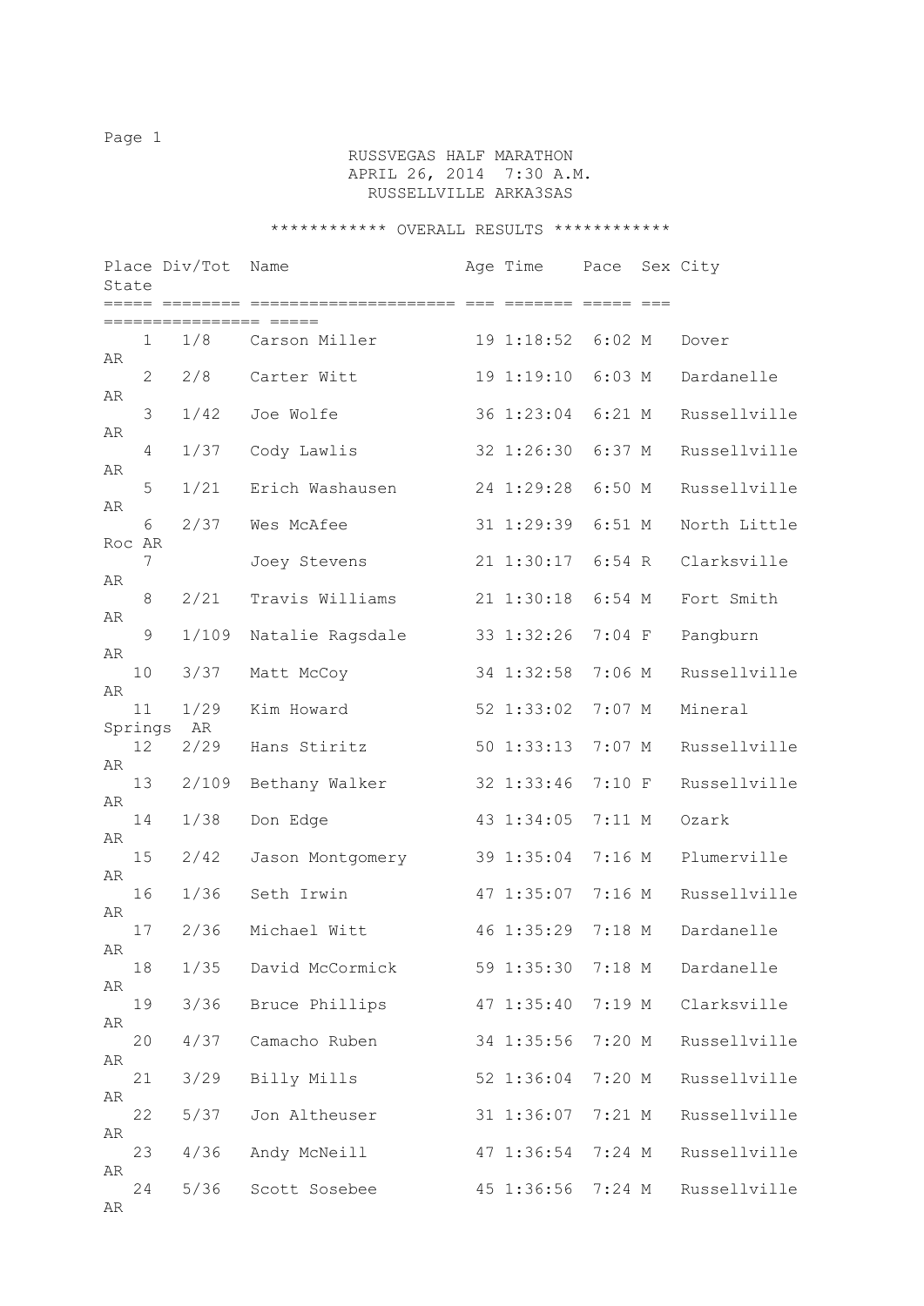RUSSVEGAS HALF MARATHON
APRIL 26, 2014 7:30 A.M.
RUSSELLVILLE ARKA3SAS

************ OVERALL RESULTS ************

| Place | Div/Tot | Name | Age | Time | Pace | Sex | City | State |
|---|---|---|---|---|---|---|---|---|
| 1 | 1/8 | Carson Miller | 19 | 1:18:52 | 6:02 | M | Dover | AR |
| 2 | 2/8 | Carter Witt | 19 | 1:19:10 | 6:03 | M | Dardanelle | AR |
| 3 | 1/42 | Joe Wolfe | 36 | 1:23:04 | 6:21 | M | Russellville | AR |
| 4 | 1/37 | Cody Lawlis | 32 | 1:26:30 | 6:37 | M | Russellville | AR |
| 5 | 1/21 | Erich Washausen | 24 | 1:29:28 | 6:50 | M | Russellville | AR |
| 6 | 2/37 | Wes McAfee | 31 | 1:29:39 | 6:51 | M | North Little Roc | AR |
| 7 | | Joey Stevens | 21 | 1:30:17 | 6:54 | R | Clarksville | AR |
| 8 | 2/21 | Travis Williams | 21 | 1:30:18 | 6:54 | M | Fort Smith | AR |
| 9 | 1/109 | Natalie Ragsdale | 33 | 1:32:26 | 7:04 | F | Pangburn | AR |
| 10 | 3/37 | Matt McCoy | 34 | 1:32:58 | 7:06 | M | Russellville | AR |
| 11 | 1/29 | Kim Howard | 52 | 1:33:02 | 7:07 | M | Mineral Springs | AR |
| 12 | 2/29 | Hans Stiritz | 50 | 1:33:13 | 7:07 | M | Russellville | AR |
| 13 | 2/109 | Bethany Walker | 32 | 1:33:46 | 7:10 | F | Russellville | AR |
| 14 | 1/38 | Don Edge | 43 | 1:34:05 | 7:11 | M | Ozark | AR |
| 15 | 2/42 | Jason Montgomery | 39 | 1:35:04 | 7:16 | M | Plumerville | AR |
| 16 | 1/36 | Seth Irwin | 47 | 1:35:07 | 7:16 | M | Russellville | AR |
| 17 | 2/36 | Michael Witt | 46 | 1:35:29 | 7:18 | M | Dardanelle | AR |
| 18 | 1/35 | David McCormick | 59 | 1:35:30 | 7:18 | M | Dardanelle | AR |
| 19 | 3/36 | Bruce Phillips | 47 | 1:35:40 | 7:19 | M | Clarksville | AR |
| 20 | 4/37 | Camacho Ruben | 34 | 1:35:56 | 7:20 | M | Russellville | AR |
| 21 | 3/29 | Billy Mills | 52 | 1:36:04 | 7:20 | M | Russellville | AR |
| 22 | 5/37 | Jon Altheuser | 31 | 1:36:07 | 7:21 | M | Russellville | AR |
| 23 | 4/36 | Andy McNeill | 47 | 1:36:54 | 7:24 | M | Russellville | AR |
| 24 | 5/36 | Scott Sosebee | 45 | 1:36:56 | 7:24 | M | Russellville | AR |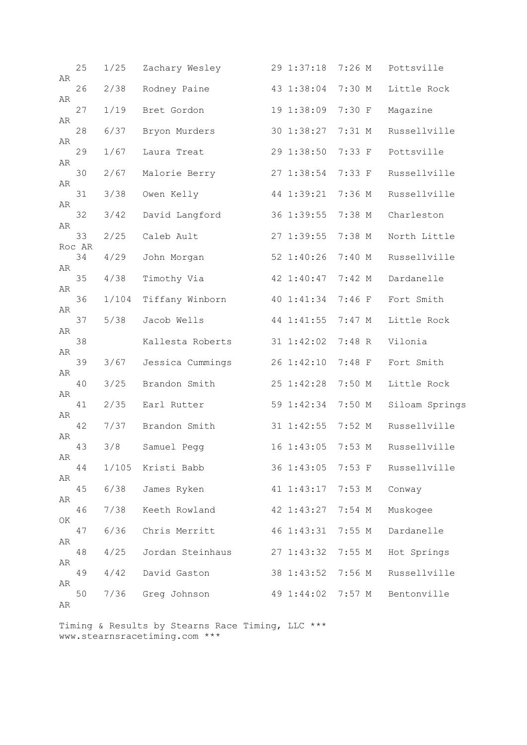```
   25   1/25   Zachary Wesley        29 1:37:18  7:26 M   Pottsville
AR
   26   2/38   Rodney Paine          43 1:38:04  7:30 M   Little Rock
AR
   27   1/19   Bret Gordon           19 1:38:09  7:30 F   Magazine
AR
   28   6/37   Bryon Murders         30 1:38:27  7:31 M   Russellville
AR
   29   1/67   Laura Treat           29 1:38:50  7:33 F   Pottsville
AR
   30   2/67   Malorie Berry         27 1:38:54  7:33 F   Russellville
AR
   31   3/38   Owen Kelly            44 1:39:21  7:36 M   Russellville
AR
   32   3/42   David Langford        36 1:39:55  7:38 M   Charleston
AR
   33   2/25   Caleb Ault            27 1:39:55  7:38 M   North Little
Roc AR
   34   4/29   John Morgan           52 1:40:26  7:40 M   Russellville
AR
   35   4/38   Timothy Via           42 1:40:47  7:42 M   Dardanelle
AR
   36   1/104  Tiffany Winborn       40 1:41:34  7:46 F   Fort Smith
AR
   37   5/38   Jacob Wells           44 1:41:55  7:47 M   Little Rock
AR
   38          Kallesta Roberts      31 1:42:02  7:48 R   Vilonia
AR
   39   3/67   Jessica Cummings      26 1:42:10  7:48 F   Fort Smith
AR
   40   3/25   Brandon Smith         25 1:42:28  7:50 M   Little Rock
AR
   41   2/35   Earl Rutter           59 1:42:34  7:50 M   Siloam Springs
AR
   42   7/37   Brandon Smith         31 1:42:55  7:52 M   Russellville
AR
   43   3/8    Samuel Pegg           16 1:43:05  7:53 M   Russellville
AR
   44   1/105  Kristi Babb           36 1:43:05  7:53 F   Russellville
AR
   45   6/38   James Ryken           41 1:43:17  7:53 M   Conway
AR
   46   7/38   Keeth Rowland         42 1:43:27  7:54 M   Muskogee
OK
   47   6/36   Chris Merritt         46 1:43:31  7:55 M   Dardanelle
AR
   48   4/25   Jordan Steinhaus      27 1:43:32  7:55 M   Hot Springs
AR
   49   4/42   David Gaston          38 1:43:52  7:56 M   Russellville
AR
   50   7/36   Greg Johnson          49 1:44:02  7:57 M   Bentonville
AR
```

Timing & Results by Stearns Race Timing, LLC ***
www.stearnsracetiming.com ***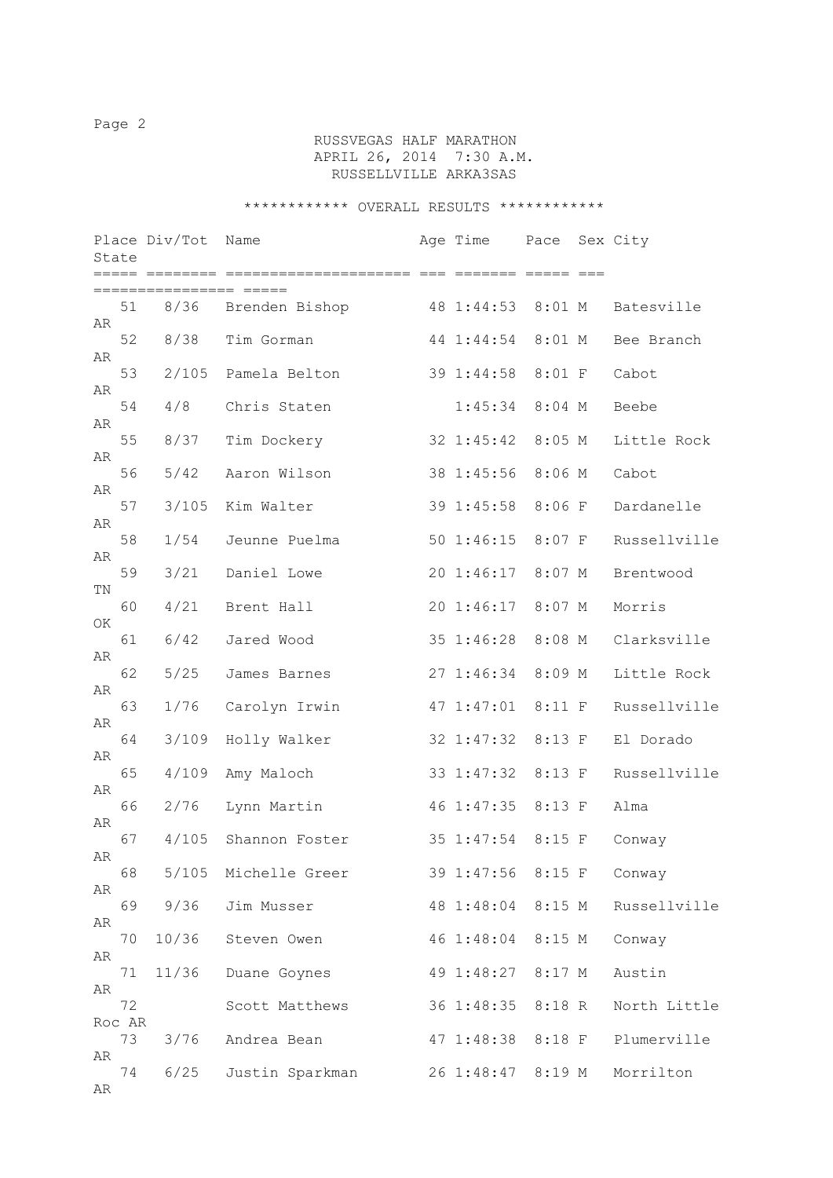RUSSVEGAS HALF MARATHON
APRIL 26, 2014 7:30 A.M.
RUSSELLVILLE ARKA3SAS

************ OVERALL RESULTS ************

| Place | Div/Tot | Name | Age | Time | Pace | Sex | City | State |
|---|---|---|---|---|---|---|---|---|
| 51 | 8/36 | Brenden Bishop | 48 | 1:44:53 | 8:01 | M | Batesville | AR |
| 52 | 8/38 | Tim Gorman | 44 | 1:44:54 | 8:01 | M | Bee Branch | AR |
| 53 | 2/105 | Pamela Belton | 39 | 1:44:58 | 8:01 | F | Cabot | AR |
| 54 | 4/8 | Chris Staten | | 1:45:34 | 8:04 | M | Beebe | AR |
| 55 | 8/37 | Tim Dockery | 32 | 1:45:42 | 8:05 | M | Little Rock | AR |
| 56 | 5/42 | Aaron Wilson | 38 | 1:45:56 | 8:06 | M | Cabot | AR |
| 57 | 3/105 | Kim Walter | 39 | 1:45:58 | 8:06 | F | Dardanelle | AR |
| 58 | 1/54 | Jeunne Puelma | 50 | 1:46:15 | 8:07 | F | Russellville | AR |
| 59 | 3/21 | Daniel Lowe | 20 | 1:46:17 | 8:07 | M | Brentwood | TN |
| 60 | 4/21 | Brent Hall | 20 | 1:46:17 | 8:07 | M | Morris | OK |
| 61 | 6/42 | Jared Wood | 35 | 1:46:28 | 8:08 | M | Clarksville | AR |
| 62 | 5/25 | James Barnes | 27 | 1:46:34 | 8:09 | M | Little Rock | AR |
| 63 | 1/76 | Carolyn Irwin | 47 | 1:47:01 | 8:11 | F | Russellville | AR |
| 64 | 3/109 | Holly Walker | 32 | 1:47:32 | 8:13 | F | El Dorado | AR |
| 65 | 4/109 | Amy Maloch | 33 | 1:47:32 | 8:13 | F | Russellville | AR |
| 66 | 2/76 | Lynn Martin | 46 | 1:47:35 | 8:13 | F | Alma | AR |
| 67 | 4/105 | Shannon Foster | 35 | 1:47:54 | 8:15 | F | Conway | AR |
| 68 | 5/105 | Michelle Greer | 39 | 1:47:56 | 8:15 | F | Conway | AR |
| 69 | 9/36 | Jim Musser | 48 | 1:48:04 | 8:15 | M | Russellville | AR |
| 70 | 10/36 | Steven Owen | 46 | 1:48:04 | 8:15 | M | Conway | AR |
| 71 | 11/36 | Duane Goynes | 49 | 1:48:27 | 8:17 | M | Austin | AR |
| 72 | | Scott Matthews | 36 | 1:48:35 | 8:18 | R | North Little Roc | AR |
| 73 | 3/76 | Andrea Bean | 47 | 1:48:38 | 8:18 | F | Plumerville | AR |
| 74 | 6/25 | Justin Sparkman | 26 | 1:48:47 | 8:19 | M | Morrilton | AR |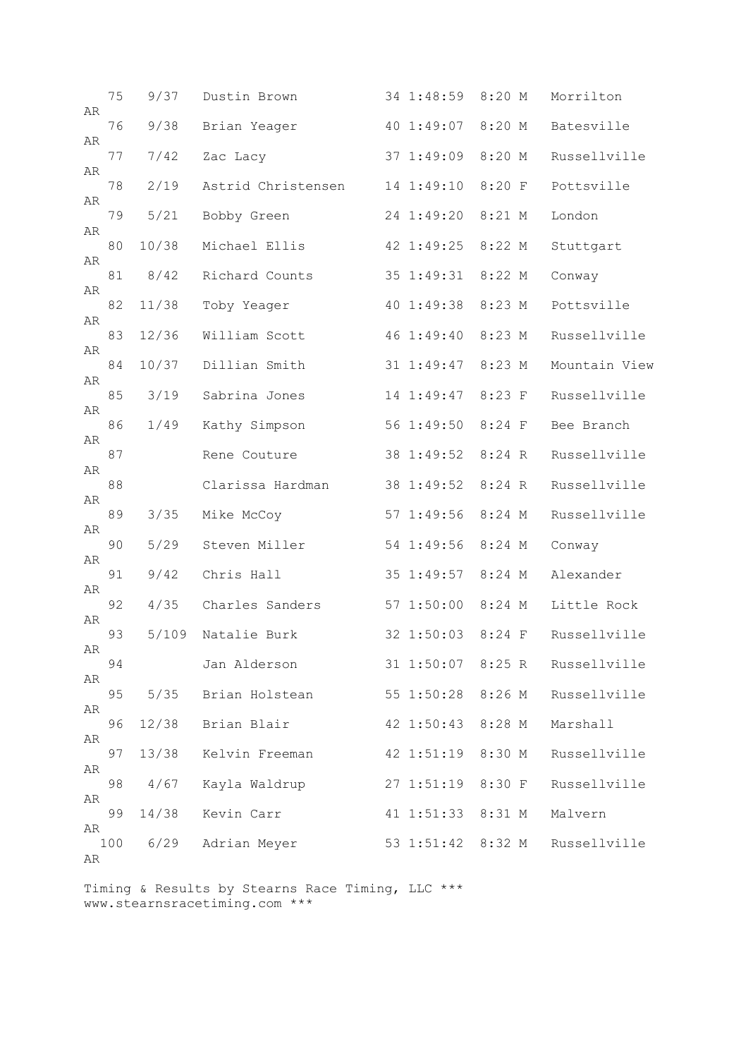```
   75    9/37   Dustin Brown           34 1:48:59  8:20 M    Morrilton
AR
   76    9/38   Brian Yeager           40 1:49:07  8:20 M    Batesville
AR
   77    7/42   Zac Lacy               37 1:49:09  8:20 M    Russellville
AR
   78    2/19   Astrid Christensen     14 1:49:10  8:20 F    Pottsville
AR
   79    5/21   Bobby Green            24 1:49:20  8:21 M    London
AR
   80   10/38   Michael Ellis          42 1:49:25  8:22 M    Stuttgart
AR
   81    8/42   Richard Counts         35 1:49:31  8:22 M    Conway
AR
   82   11/38   Toby Yeager            40 1:49:38  8:23 M    Pottsville
AR
   83   12/36   William Scott          46 1:49:40  8:23 M    Russellville
AR
   84   10/37   Dillian Smith          31 1:49:47  8:23 M    Mountain View
AR
   85    3/19   Sabrina Jones          14 1:49:47  8:23 F    Russellville
AR
   86    1/49   Kathy Simpson          56 1:49:50  8:24 F    Bee Branch
AR
   87           Rene Couture           38 1:49:52  8:24 R    Russellville
AR
   88           Clarissa Hardman       38 1:49:52  8:24 R    Russellville
AR
   89    3/35   Mike McCoy             57 1:49:56  8:24 M    Russellville
AR
   90    5/29   Steven Miller          54 1:49:56  8:24 M    Conway
AR
   91    9/42   Chris Hall             35 1:49:57  8:24 M    Alexander
AR
   92    4/35   Charles Sanders        57 1:50:00  8:24 M    Little Rock
AR
   93    5/109  Natalie Burk           32 1:50:03  8:24 F    Russellville
AR
   94           Jan Alderson           31 1:50:07  8:25 R    Russellville
AR
   95    5/35   Brian Holstean         55 1:50:28  8:26 M    Russellville
AR
   96   12/38   Brian Blair            42 1:50:43  8:28 M    Marshall
AR
   97   13/38   Kelvin Freeman         42 1:51:19  8:30 M    Russellville
AR
   98    4/67   Kayla Waldrup          27 1:51:19  8:30 F    Russellville
AR
   99   14/38   Kevin Carr             41 1:51:33  8:31 M    Malvern
AR
  100    6/29   Adrian Meyer           53 1:51:42  8:32 M    Russellville
AR
```

Timing & Results by Stearns Race Timing, LLC ***
www.stearnsracetiming.com ***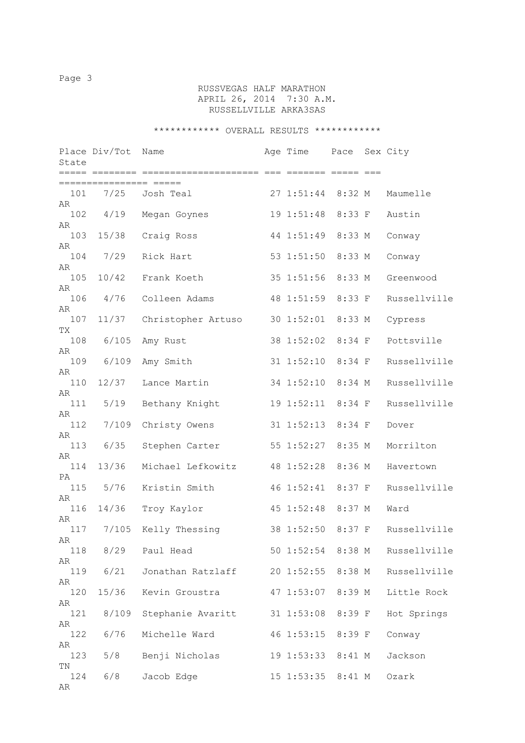# RUSSVEGAS HALF MARATHON

APRIL 26, 2014 7:30 A.M.

RUSSELLVILLE ARKA3SAS

************ OVERALL RESULTS ************

| Place | Div/Tot | Name | Age | Time | Pace | Sex | City | State |
|---|---|---|---|---|---|---|---|---|
| 101 | 7/25 | Josh Teal | 27 | 1:51:44 | 8:32 | M | Maumelle | AR |
| 102 | 4/19 | Megan Goynes | 19 | 1:51:48 | 8:33 | F | Austin | AR |
| 103 | 15/38 | Craig Ross | 44 | 1:51:49 | 8:33 | M | Conway | AR |
| 104 | 7/29 | Rick Hart | 53 | 1:51:50 | 8:33 | M | Conway | AR |
| 105 | 10/42 | Frank Koeth | 35 | 1:51:56 | 8:33 | M | Greenwood | AR |
| 106 | 4/76 | Colleen Adams | 48 | 1:51:59 | 8:33 | F | Russellville | AR |
| 107 | 11/37 | Christopher Artuso | 30 | 1:52:01 | 8:33 | M | Cypress | TX |
| 108 | 6/105 | Amy Rust | 38 | 1:52:02 | 8:34 | F | Pottsville | AR |
| 109 | 6/109 | Amy Smith | 31 | 1:52:10 | 8:34 | F | Russellville | AR |
| 110 | 12/37 | Lance Martin | 34 | 1:52:10 | 8:34 | M | Russellville | AR |
| 111 | 5/19 | Bethany Knight | 19 | 1:52:11 | 8:34 | F | Russellville | AR |
| 112 | 7/109 | Christy Owens | 31 | 1:52:13 | 8:34 | F | Dover | AR |
| 113 | 6/35 | Stephen Carter | 55 | 1:52:27 | 8:35 | M | Morrilton | AR |
| 114 | 13/36 | Michael Lefkowitz | 48 | 1:52:28 | 8:36 | M | Havertown | PA |
| 115 | 5/76 | Kristin Smith | 46 | 1:52:41 | 8:37 | F | Russellville | AR |
| 116 | 14/36 | Troy Kaylor | 45 | 1:52:48 | 8:37 | M | Ward | AR |
| 117 | 7/105 | Kelly Thessing | 38 | 1:52:50 | 8:37 | F | Russellville | AR |
| 118 | 8/29 | Paul Head | 50 | 1:52:54 | 8:38 | M | Russellville | AR |
| 119 | 6/21 | Jonathan Ratzlaff | 20 | 1:52:55 | 8:38 | M | Russellville | AR |
| 120 | 15/36 | Kevin Groustra | 47 | 1:53:07 | 8:39 | M | Little Rock | AR |
| 121 | 8/109 | Stephanie Avaritt | 31 | 1:53:08 | 8:39 | F | Hot Springs | AR |
| 122 | 6/76 | Michelle Ward | 46 | 1:53:15 | 8:39 | F | Conway | AR |
| 123 | 5/8 | Benji Nicholas | 19 | 1:53:33 | 8:41 | M | Jackson | TN |
| 124 | 6/8 | Jacob Edge | 15 | 1:53:35 | 8:41 | M | Ozark | AR |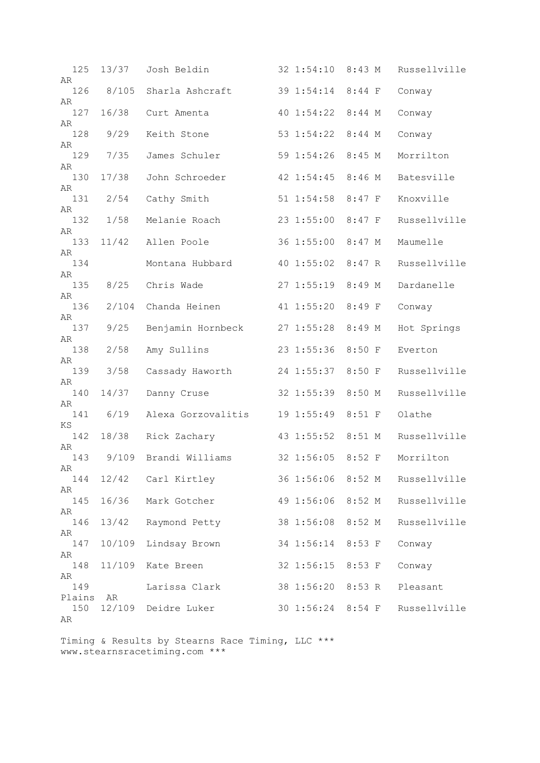```
  125  13/37   Josh Beldin            32 1:54:10  8:43 M   Russellville
AR
  126   8/105  Sharla Ashcraft        39 1:54:14  8:44 F   Conway
AR
  127  16/38   Curt Amenta            40 1:54:22  8:44 M   Conway
AR
  128   9/29   Keith Stone            53 1:54:22  8:44 M   Conway
AR
  129   7/35   James Schuler          59 1:54:26  8:45 M   Morrilton
AR
  130  17/38   John Schroeder         42 1:54:45  8:46 M   Batesville
AR
  131   2/54   Cathy Smith            51 1:54:58  8:47 F   Knoxville
AR
  132   1/58   Melanie Roach          23 1:55:00  8:47 F   Russellville
AR
  133  11/42   Allen Poole            36 1:55:00  8:47 M   Maumelle
AR
  134          Montana Hubbard        40 1:55:02  8:47 R   Russellville
AR
  135   8/25   Chris Wade             27 1:55:19  8:49 M   Dardanelle
AR
  136   2/104  Chanda Heinen          41 1:55:20  8:49 F   Conway
AR
  137   9/25   Benjamin Hornbeck      27 1:55:28  8:49 M   Hot Springs
AR
  138   2/58   Amy Sullins            23 1:55:36  8:50 F   Everton
AR
  139   3/58   Cassady Haworth        24 1:55:37  8:50 F   Russellville
AR
  140  14/37   Danny Cruse            32 1:55:39  8:50 M   Russellville
AR
  141   6/19   Alexa Gorzovalitis     19 1:55:49  8:51 F   Olathe
KS
  142  18/38   Rick Zachary           43 1:55:52  8:51 M   Russellville
AR
  143   9/109  Brandi Williams        32 1:56:05  8:52 F   Morrilton
AR
  144  12/42   Carl Kirtley           36 1:56:06  8:52 M   Russellville
AR
  145  16/36   Mark Gotcher           49 1:56:06  8:52 M   Russellville
AR
  146  13/42   Raymond Petty          38 1:56:08  8:52 M   Russellville
AR
  147  10/109  Lindsay Brown          34 1:56:14  8:53 F   Conway
AR
  148  11/109  Kate Breen             32 1:56:15  8:53 F   Conway
AR
  149          Larissa Clark          38 1:56:20  8:53 R   Pleasant
Plains  AR
  150  12/109  Deidre Luker           30 1:56:24  8:54 F   Russellville
AR
```

Timing & Results by Stearns Race Timing, LLC ***
www.stearnsracetiming.com ***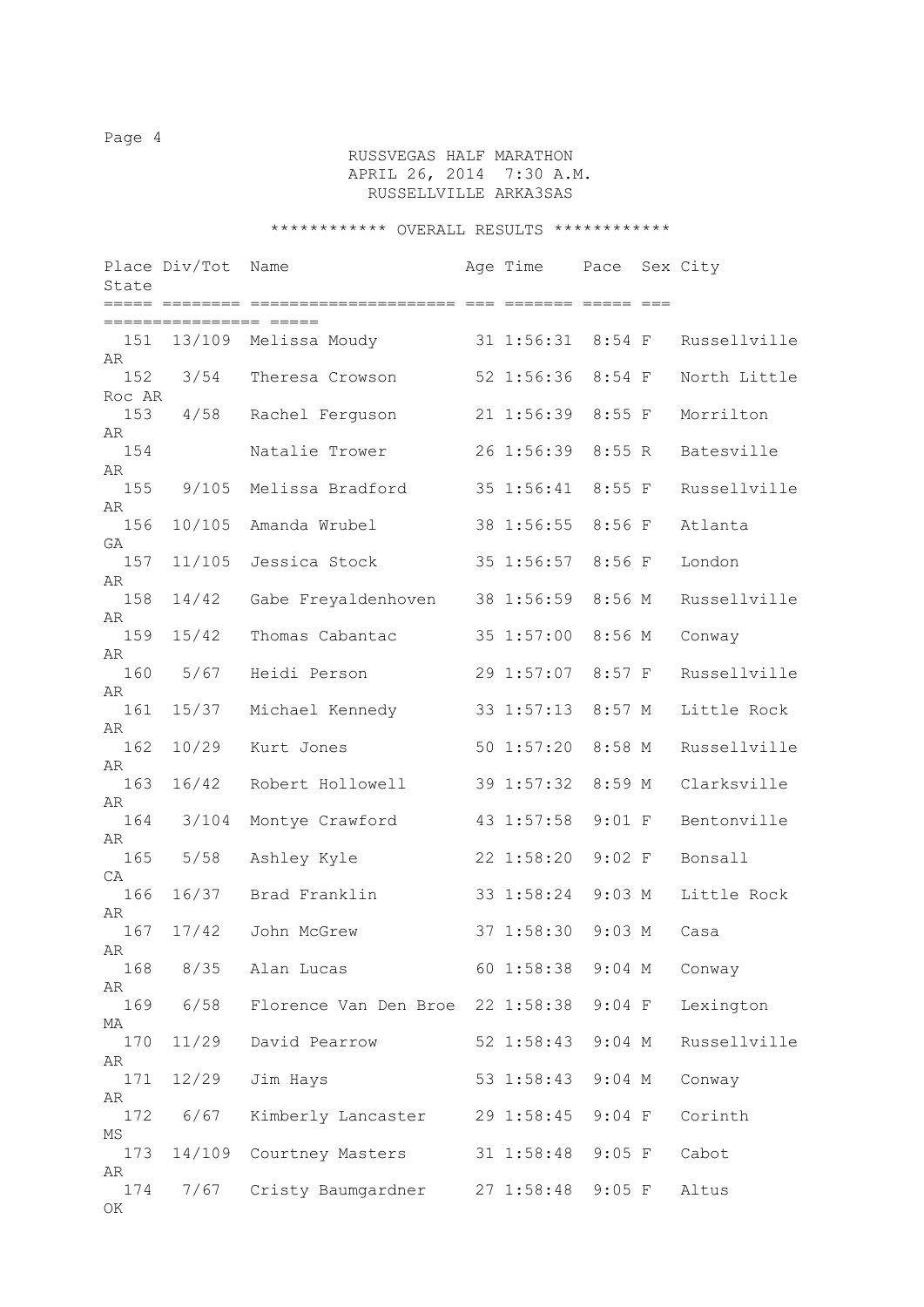RUSSVEGAS HALF MARATHON
APRIL 26, 2014 7:30 A.M.
RUSSELLVILLE ARKA3SAS

************ OVERALL RESULTS ************

| Place | Div/Tot | Name | Age | Time | Pace | Sex | City | State |
|---|---|---|---|---|---|---|---|---|
| 151 | 13/109 | Melissa Moudy | 31 | 1:56:31 | 8:54 | F | Russellville | AR |
| 152 | 3/54 | Theresa Crowson | 52 | 1:56:36 | 8:54 | F | North Little Roc | AR |
| 153 | 4/58 | Rachel Ferguson | 21 | 1:56:39 | 8:55 | F | Morrilton | AR |
| 154 | | Natalie Trower | 26 | 1:56:39 | 8:55 | R | Batesville | AR |
| 155 | 9/105 | Melissa Bradford | 35 | 1:56:41 | 8:55 | F | Russellville | AR |
| 156 | 10/105 | Amanda Wrubel | 38 | 1:56:55 | 8:56 | F | Atlanta | GA |
| 157 | 11/105 | Jessica Stock | 35 | 1:56:57 | 8:56 | F | London | AR |
| 158 | 14/42 | Gabe Freyaldenhoven | 38 | 1:56:59 | 8:56 | M | Russellville | AR |
| 159 | 15/42 | Thomas Cabantac | 35 | 1:57:00 | 8:56 | M | Conway | AR |
| 160 | 5/67 | Heidi Person | 29 | 1:57:07 | 8:57 | F | Russellville | AR |
| 161 | 15/37 | Michael Kennedy | 33 | 1:57:13 | 8:57 | M | Little Rock | AR |
| 162 | 10/29 | Kurt Jones | 50 | 1:57:20 | 8:58 | M | Russellville | AR |
| 163 | 16/42 | Robert Hollowell | 39 | 1:57:32 | 8:59 | M | Clarksville | AR |
| 164 | 3/104 | Montye Crawford | 43 | 1:57:58 | 9:01 | F | Bentonville | AR |
| 165 | 5/58 | Ashley Kyle | 22 | 1:58:20 | 9:02 | F | Bonsall | CA |
| 166 | 16/37 | Brad Franklin | 33 | 1:58:24 | 9:03 | M | Little Rock | AR |
| 167 | 17/42 | John McGrew | 37 | 1:58:30 | 9:03 | M | Casa | AR |
| 168 | 8/35 | Alan Lucas | 60 | 1:58:38 | 9:04 | M | Conway | AR |
| 169 | 6/58 | Florence Van Den Broe | 22 | 1:58:38 | 9:04 | F | Lexington | MA |
| 170 | 11/29 | David Pearrow | 52 | 1:58:43 | 9:04 | M | Russellville | AR |
| 171 | 12/29 | Jim Hays | 53 | 1:58:43 | 9:04 | M | Conway | AR |
| 172 | 6/67 | Kimberly Lancaster | 29 | 1:58:45 | 9:04 | F | Corinth | MS |
| 173 | 14/109 | Courtney Masters | 31 | 1:58:48 | 9:05 | F | Cabot | AR |
| 174 | 7/67 | Cristy Baumgardner | 27 | 1:58:48 | 9:05 | F | Altus | OK |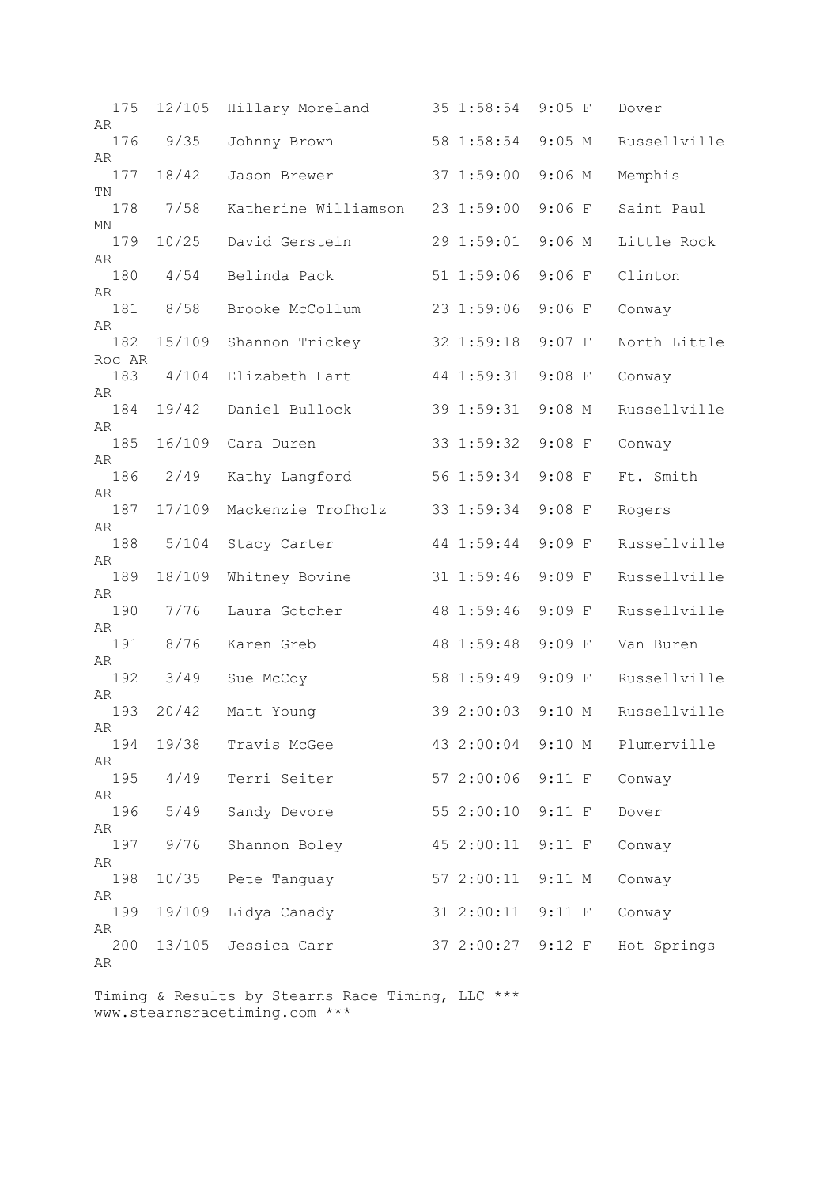| Place | Div/Tot | Name | Age | Time | Pace | S | City | St |
|---|---|---|---|---|---|---|---|---|
| 175 | 12/105 | Hillary Moreland | 35 | 1:58:54 | 9:05 | F | Dover | AR |
| 176 | 9/35 | Johnny Brown | 58 | 1:58:54 | 9:05 | M | Russellville | AR |
| 177 | 18/42 | Jason Brewer | 37 | 1:59:00 | 9:06 | M | Memphis | TN |
| 178 | 7/58 | Katherine Williamson | 23 | 1:59:00 | 9:06 | F | Saint Paul | MN |
| 179 | 10/25 | David Gerstein | 29 | 1:59:01 | 9:06 | M | Little Rock | AR |
| 180 | 4/54 | Belinda Pack | 51 | 1:59:06 | 9:06 | F | Clinton | AR |
| 181 | 8/58 | Brooke McCollum | 23 | 1:59:06 | 9:06 | F | Conway | AR |
| 182 | 15/109 | Shannon Trickey | 32 | 1:59:18 | 9:07 | F | North Little Roc | AR |
| 183 | 4/104 | Elizabeth Hart | 44 | 1:59:31 | 9:08 | F | Conway | AR |
| 184 | 19/42 | Daniel Bullock | 39 | 1:59:31 | 9:08 | M | Russellville | AR |
| 185 | 16/109 | Cara Duren | 33 | 1:59:32 | 9:08 | F | Conway | AR |
| 186 | 2/49 | Kathy Langford | 56 | 1:59:34 | 9:08 | F | Ft. Smith | AR |
| 187 | 17/109 | Mackenzie Trofholz | 33 | 1:59:34 | 9:08 | F | Rogers | AR |
| 188 | 5/104 | Stacy Carter | 44 | 1:59:44 | 9:09 | F | Russellville | AR |
| 189 | 18/109 | Whitney Bovine | 31 | 1:59:46 | 9:09 | F | Russellville | AR |
| 190 | 7/76 | Laura Gotcher | 48 | 1:59:46 | 9:09 | F | Russellville | AR |
| 191 | 8/76 | Karen Greb | 48 | 1:59:48 | 9:09 | F | Van Buren | AR |
| 192 | 3/49 | Sue McCoy | 58 | 1:59:49 | 9:09 | F | Russellville | AR |
| 193 | 20/42 | Matt Young | 39 | 2:00:03 | 9:10 | M | Russellville | AR |
| 194 | 19/38 | Travis McGee | 43 | 2:00:04 | 9:10 | M | Plumerville | AR |
| 195 | 4/49 | Terri Seiter | 57 | 2:00:06 | 9:11 | F | Conway | AR |
| 196 | 5/49 | Sandy Devore | 55 | 2:00:10 | 9:11 | F | Dover | AR |
| 197 | 9/76 | Shannon Boley | 45 | 2:00:11 | 9:11 | F | Conway | AR |
| 198 | 10/35 | Pete Tanguay | 57 | 2:00:11 | 9:11 | M | Conway | AR |
| 199 | 19/109 | Lidya Canady | 31 | 2:00:11 | 9:11 | F | Conway | AR |
| 200 | 13/105 | Jessica Carr | 37 | 2:00:27 | 9:12 | F | Hot Springs | AR |

Timing & Results by Stearns Race Timing, LLC ***
www.stearnsracetiming.com ***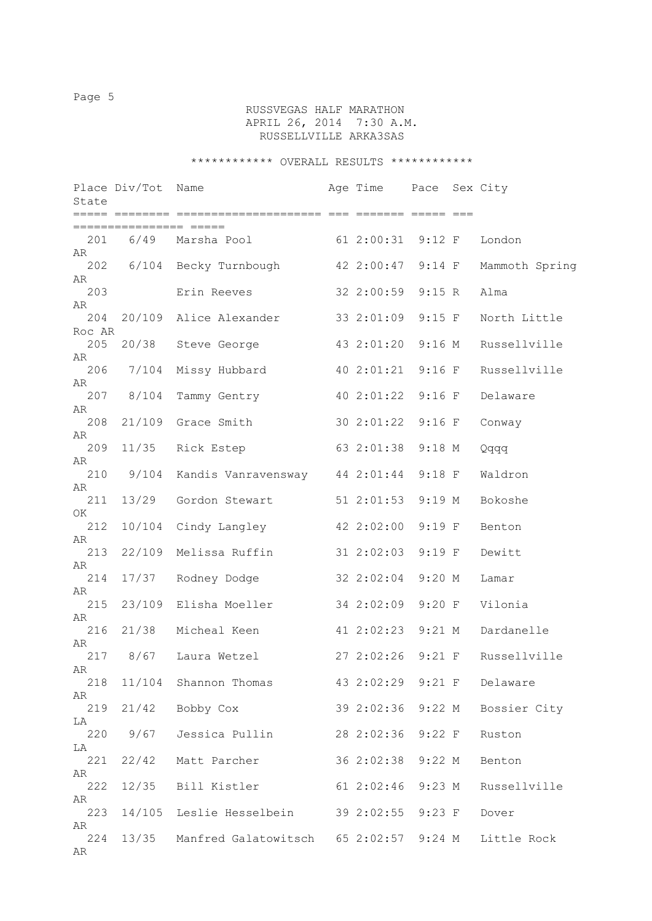RUSSVEGAS HALF MARATHON
APRIL 26, 2014 7:30 A.M.
RUSSELLVILLE ARKA3SAS

************ OVERALL RESULTS ************

| Place | Div/Tot | Name | Age | Time | Pace | Sex | City | State |
|---|---|---|---|---|---|---|---|---|
| 201 | 6/49 | Marsha Pool | 61 | 2:00:31 | 9:12 | F | London | AR |
| 202 | 6/104 | Becky Turnbough | 42 | 2:00:47 | 9:14 | F | Mammoth Spring | AR |
| 203 | | Erin Reeves | 32 | 2:00:59 | 9:15 | R | Alma | AR |
| 204 | 20/109 | Alice Alexander | 33 | 2:01:09 | 9:15 | F | North Little Roc | AR |
| 205 | 20/38 | Steve George | 43 | 2:01:20 | 9:16 | M | Russellville | AR |
| 206 | 7/104 | Missy Hubbard | 40 | 2:01:21 | 9:16 | F | Russellville | AR |
| 207 | 8/104 | Tammy Gentry | 40 | 2:01:22 | 9:16 | F | Delaware | AR |
| 208 | 21/109 | Grace Smith | 30 | 2:01:22 | 9:16 | F | Conway | AR |
| 209 | 11/35 | Rick Estep | 63 | 2:01:38 | 9:18 | M | Qqqq | AR |
| 210 | 9/104 | Kandis Vanravensway | 44 | 2:01:44 | 9:18 | F | Waldron | AR |
| 211 | 13/29 | Gordon Stewart | 51 | 2:01:53 | 9:19 | M | Bokoshe | OK |
| 212 | 10/104 | Cindy Langley | 42 | 2:02:00 | 9:19 | F | Benton | AR |
| 213 | 22/109 | Melissa Ruffin | 31 | 2:02:03 | 9:19 | F | Dewitt | AR |
| 214 | 17/37 | Rodney Dodge | 32 | 2:02:04 | 9:20 | M | Lamar | AR |
| 215 | 23/109 | Elisha Moeller | 34 | 2:02:09 | 9:20 | F | Vilonia | AR |
| 216 | 21/38 | Micheal Keen | 41 | 2:02:23 | 9:21 | M | Dardanelle | AR |
| 217 | 8/67 | Laura Wetzel | 27 | 2:02:26 | 9:21 | F | Russellville | AR |
| 218 | 11/104 | Shannon Thomas | 43 | 2:02:29 | 9:21 | F | Delaware | AR |
| 219 | 21/42 | Bobby Cox | 39 | 2:02:36 | 9:22 | M | Bossier City | LA |
| 220 | 9/67 | Jessica Pullin | 28 | 2:02:36 | 9:22 | F | Ruston | LA |
| 221 | 22/42 | Matt Parcher | 36 | 2:02:38 | 9:22 | M | Benton | AR |
| 222 | 12/35 | Bill Kistler | 61 | 2:02:46 | 9:23 | M | Russellville | AR |
| 223 | 14/105 | Leslie Hesselbein | 39 | 2:02:55 | 9:23 | F | Dover | AR |
| 224 | 13/35 | Manfred Galatowitsch | 65 | 2:02:57 | 9:24 | M | Little Rock | AR |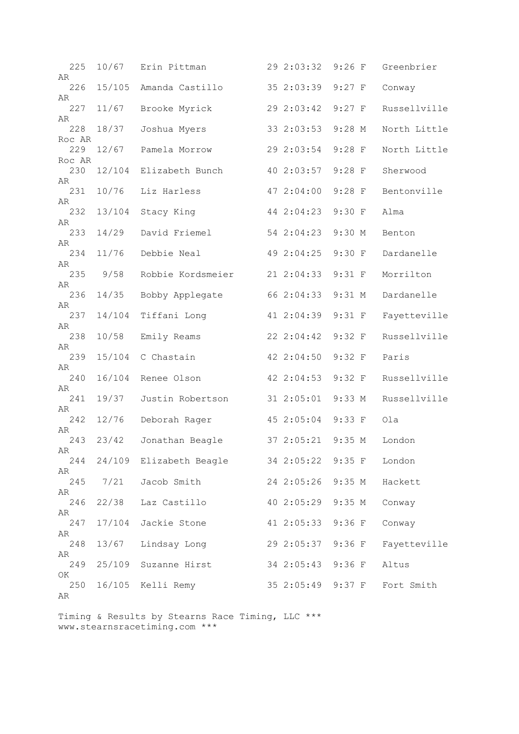```
  225  10/67   Erin Pittman          29 2:03:32  9:26 F   Greenbrier
AR
  226  15/105  Amanda Castillo       35 2:03:39  9:27 F   Conway
AR
  227  11/67   Brooke Myrick         29 2:03:42  9:27 F   Russellville
AR
  228  18/37   Joshua Myers          33 2:03:53  9:28 M   North Little
Roc AR
  229  12/67   Pamela Morrow         29 2:03:54  9:28 F   North Little
Roc AR
  230  12/104  Elizabeth Bunch       40 2:03:57  9:28 F   Sherwood
AR
  231  10/76   Liz Harless           47 2:04:00  9:28 F   Bentonville
AR
  232  13/104  Stacy King            44 2:04:23  9:30 F   Alma
AR
  233  14/29   David Friemel         54 2:04:23  9:30 M   Benton
AR
  234  11/76   Debbie Neal           49 2:04:25  9:30 F   Dardanelle
AR
  235   9/58   Robbie Kordsmeier     21 2:04:33  9:31 F   Morrilton
AR
  236  14/35   Bobby Applegate       66 2:04:33  9:31 M   Dardanelle
AR
  237  14/104  Tiffani Long          41 2:04:39  9:31 F   Fayetteville
AR
  238  10/58   Emily Reams           22 2:04:42  9:32 F   Russellville
AR
  239  15/104  C Chastain            42 2:04:50  9:32 F   Paris
AR
  240  16/104  Renee Olson           42 2:04:53  9:32 F   Russellville
AR
  241  19/37   Justin Robertson      31 2:05:01  9:33 M   Russellville
AR
  242  12/76   Deborah Rager         45 2:05:04  9:33 F   Ola
AR
  243  23/42   Jonathan Beagle       37 2:05:21  9:35 M   London
AR
  244  24/109  Elizabeth Beagle      34 2:05:22  9:35 F   London
AR
  245   7/21   Jacob Smith           24 2:05:26  9:35 M   Hackett
AR
  246  22/38   Laz Castillo          40 2:05:29  9:35 M   Conway
AR
  247  17/104  Jackie Stone          41 2:05:33  9:36 F   Conway
AR
  248  13/67   Lindsay Long          29 2:05:37  9:36 F   Fayetteville
AR
  249  25/109  Suzanne Hirst         34 2:05:43  9:36 F   Altus
OK
  250  16/105  Kelli Remy            35 2:05:49  9:37 F   Fort Smith
AR
```

Timing & Results by Stearns Race Timing, LLC ***
www.stearnsracetiming.com ***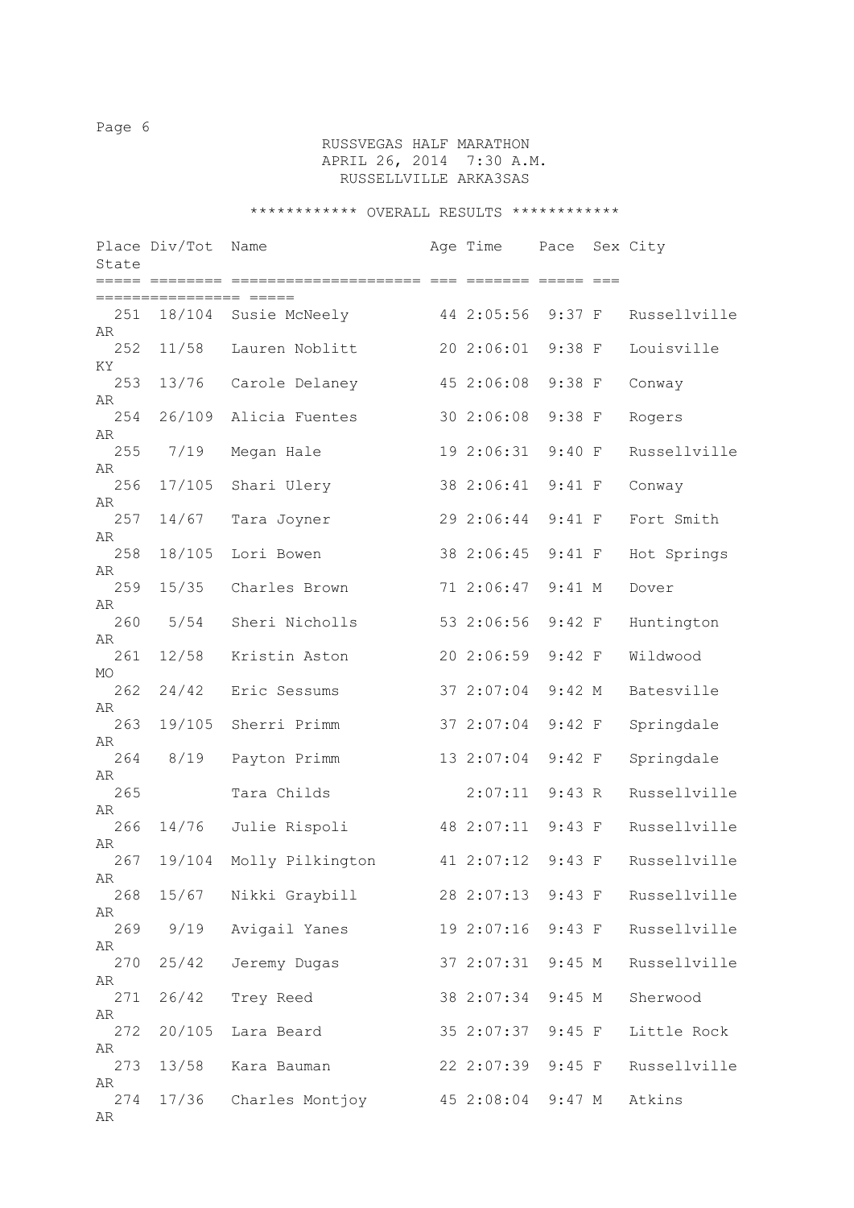# RUSSVEGAS HALF MARATHON

APRIL 26, 2014 7:30 A.M.

RUSSELLVILLE ARKA3SAS

************ OVERALL RESULTS ************

| Place | Div/Tot | Name | Age | Time | Pace | Sex | City | State |
|---|---|---|---|---|---|---|---|---|
| 251 | 18/104 | Susie McNeely | 44 | 2:05:56 | 9:37 | F | Russellville | AR |
| 252 | 11/58 | Lauren Noblitt | 20 | 2:06:01 | 9:38 | F | Louisville | KY |
| 253 | 13/76 | Carole Delaney | 45 | 2:06:08 | 9:38 | F | Conway | AR |
| 254 | 26/109 | Alicia Fuentes | 30 | 2:06:08 | 9:38 | F | Rogers | AR |
| 255 | 7/19 | Megan Hale | 19 | 2:06:31 | 9:40 | F | Russellville | AR |
| 256 | 17/105 | Shari Ulery | 38 | 2:06:41 | 9:41 | F | Conway | AR |
| 257 | 14/67 | Tara Joyner | 29 | 2:06:44 | 9:41 | F | Fort Smith | AR |
| 258 | 18/105 | Lori Bowen | 38 | 2:06:45 | 9:41 | F | Hot Springs | AR |
| 259 | 15/35 | Charles Brown | 71 | 2:06:47 | 9:41 | M | Dover | AR |
| 260 | 5/54 | Sheri Nicholls | 53 | 2:06:56 | 9:42 | F | Huntington | AR |
| 261 | 12/58 | Kristin Aston | 20 | 2:06:59 | 9:42 | F | Wildwood | MO |
| 262 | 24/42 | Eric Sessums | 37 | 2:07:04 | 9:42 | M | Batesville | AR |
| 263 | 19/105 | Sherri Primm | 37 | 2:07:04 | 9:42 | F | Springdale | AR |
| 264 | 8/19 | Payton Primm | 13 | 2:07:04 | 9:42 | F | Springdale | AR |
| 265 | | Tara Childs | | 2:07:11 | 9:43 | R | Russellville | AR |
| 266 | 14/76 | Julie Rispoli | 48 | 2:07:11 | 9:43 | F | Russellville | AR |
| 267 | 19/104 | Molly Pilkington | 41 | 2:07:12 | 9:43 | F | Russellville | AR |
| 268 | 15/67 | Nikki Graybill | 28 | 2:07:13 | 9:43 | F | Russellville | AR |
| 269 | 9/19 | Avigail Yanes | 19 | 2:07:16 | 9:43 | F | Russellville | AR |
| 270 | 25/42 | Jeremy Dugas | 37 | 2:07:31 | 9:45 | M | Russellville | AR |
| 271 | 26/42 | Trey Reed | 38 | 2:07:34 | 9:45 | M | Sherwood | AR |
| 272 | 20/105 | Lara Beard | 35 | 2:07:37 | 9:45 | F | Little Rock | AR |
| 273 | 13/58 | Kara Bauman | 22 | 2:07:39 | 9:45 | F | Russellville | AR |
| 274 | 17/36 | Charles Montjoy | 45 | 2:08:04 | 9:47 | M | Atkins | AR |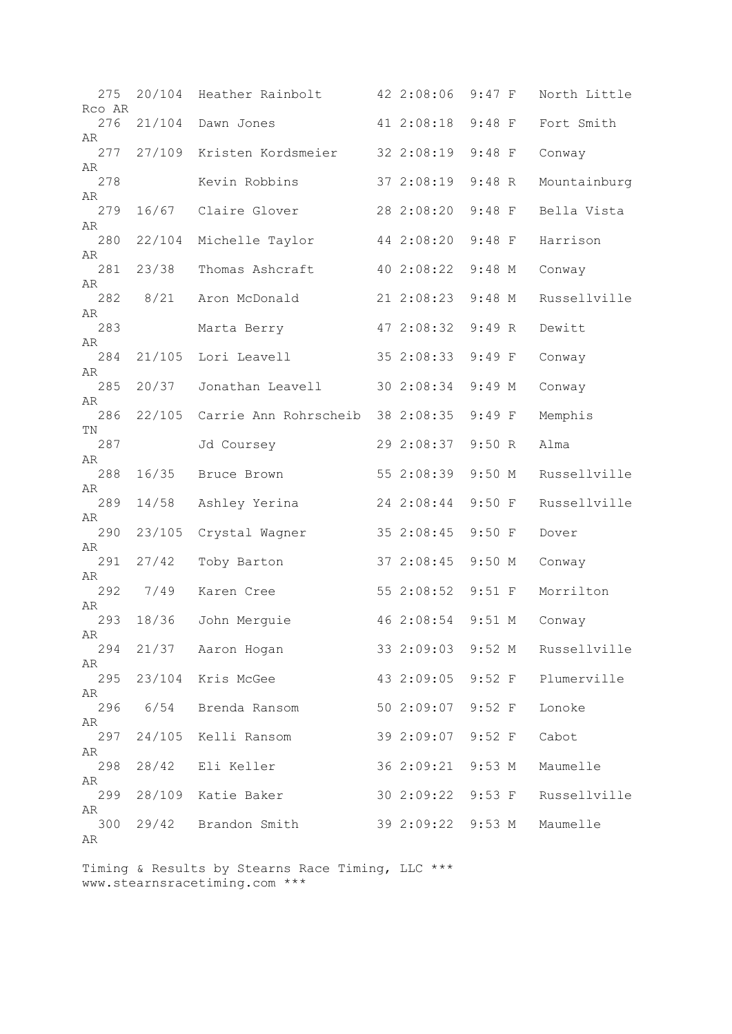```
  275  20/104  Heather Rainbolt       42 2:08:06  9:47 F   North Little
Rco AR
  276  21/104  Dawn Jones             41 2:08:18  9:48 F   Fort Smith
AR
  277  27/109  Kristen Kordsmeier     32 2:08:19  9:48 F   Conway
AR
  278          Kevin Robbins          37 2:08:19  9:48 R   Mountainburg
AR
  279  16/67   Claire Glover          28 2:08:20  9:48 F   Bella Vista
AR
  280  22/104  Michelle Taylor        44 2:08:20  9:48 F   Harrison
AR
  281  23/38   Thomas Ashcraft        40 2:08:22  9:48 M   Conway
AR
  282   8/21   Aron McDonald          21 2:08:23  9:48 M   Russellville
AR
  283          Marta Berry            47 2:08:32  9:49 R   Dewitt
AR
  284  21/105  Lori Leavell           35 2:08:33  9:49 F   Conway
AR
  285  20/37   Jonathan Leavell       30 2:08:34  9:49 M   Conway
AR
  286  22/105  Carrie Ann Rohrscheib  38 2:08:35  9:49 F   Memphis
TN
  287          Jd Coursey             29 2:08:37  9:50 R   Alma
AR
  288  16/35   Bruce Brown            55 2:08:39  9:50 M   Russellville
AR
  289  14/58   Ashley Yerina          24 2:08:44  9:50 F   Russellville
AR
  290  23/105  Crystal Wagner         35 2:08:45  9:50 F   Dover
AR
  291  27/42   Toby Barton            37 2:08:45  9:50 M   Conway
AR
  292   7/49   Karen Cree             55 2:08:52  9:51 F   Morrilton
AR
  293  18/36   John Merguie           46 2:08:54  9:51 M   Conway
AR
  294  21/37   Aaron Hogan            33 2:09:03  9:52 M   Russellville
AR
  295  23/104  Kris McGee             43 2:09:05  9:52 F   Plumerville
AR
  296   6/54   Brenda Ransom          50 2:09:07  9:52 F   Lonoke
AR
  297  24/105  Kelli Ransom           39 2:09:07  9:52 F   Cabot
AR
  298  28/42   Eli Keller             36 2:09:21  9:53 M   Maumelle
AR
  299  28/109  Katie Baker            30 2:09:22  9:53 F   Russellville
AR
  300  29/42   Brandon Smith          39 2:09:22  9:53 M   Maumelle
AR

Timing & Results by Stearns Race Timing, LLC ***
www.stearnsracetiming.com ***
```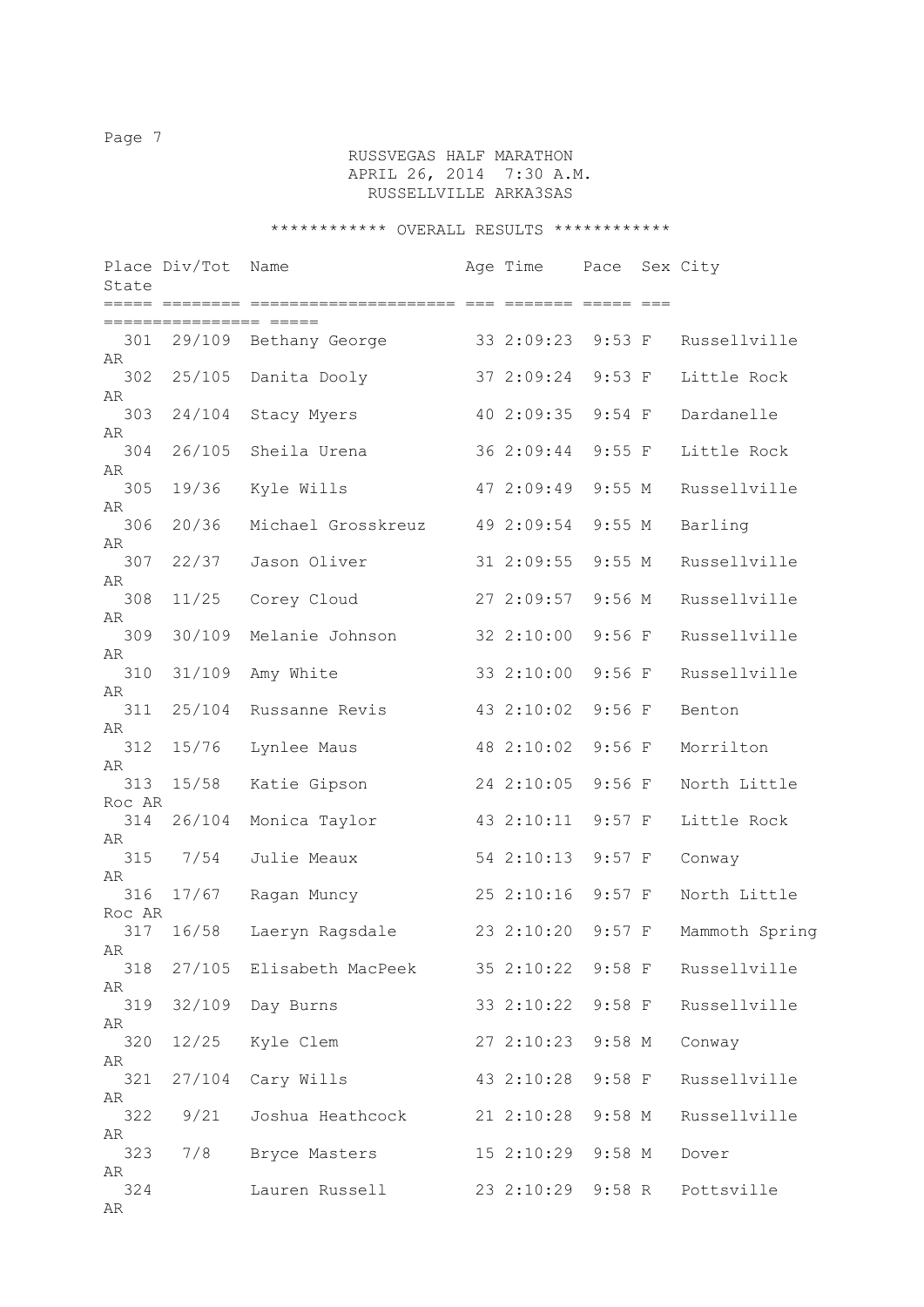RUSSVEGAS HALF MARATHON
APRIL 26, 2014 7:30 A.M.
RUSSELLVILLE ARKA3SAS

************ OVERALL RESULTS ************

| Place | Div/Tot | Name | Age | Time | Pace | Sex | City | State |
|---|---|---|---|---|---|---|---|---|
| 301 | 29/109 | Bethany George | 33 | 2:09:23 | 9:53 | F | Russellville | AR |
| 302 | 25/105 | Danita Dooly | 37 | 2:09:24 | 9:53 | F | Little Rock | AR |
| 303 | 24/104 | Stacy Myers | 40 | 2:09:35 | 9:54 | F | Dardanelle | AR |
| 304 | 26/105 | Sheila Urena | 36 | 2:09:44 | 9:55 | F | Little Rock | AR |
| 305 | 19/36 | Kyle Wills | 47 | 2:09:49 | 9:55 | M | Russellville | AR |
| 306 | 20/36 | Michael Grosskreuz | 49 | 2:09:54 | 9:55 | M | Barling | AR |
| 307 | 22/37 | Jason Oliver | 31 | 2:09:55 | 9:55 | M | Russellville | AR |
| 308 | 11/25 | Corey Cloud | 27 | 2:09:57 | 9:56 | M | Russellville | AR |
| 309 | 30/109 | Melanie Johnson | 32 | 2:10:00 | 9:56 | F | Russellville | AR |
| 310 | 31/109 | Amy White | 33 | 2:10:00 | 9:56 | F | Russellville | AR |
| 311 | 25/104 | Russanne Revis | 43 | 2:10:02 | 9:56 | F | Benton | AR |
| 312 | 15/76 | Lynlee Maus | 48 | 2:10:02 | 9:56 | F | Morrilton | AR |
| 313 | 15/58 | Katie Gipson | 24 | 2:10:05 | 9:56 | F | North Little Roc | AR |
| 314 | 26/104 | Monica Taylor | 43 | 2:10:11 | 9:57 | F | Little Rock | AR |
| 315 | 7/54 | Julie Meaux | 54 | 2:10:13 | 9:57 | F | Conway | AR |
| 316 | 17/67 | Ragan Muncy | 25 | 2:10:16 | 9:57 | F | North Little Roc | AR |
| 317 | 16/58 | Laeryn Ragsdale | 23 | 2:10:20 | 9:57 | F | Mammoth Spring | AR |
| 318 | 27/105 | Elisabeth MacPeek | 35 | 2:10:22 | 9:58 | F | Russellville | AR |
| 319 | 32/109 | Day Burns | 33 | 2:10:22 | 9:58 | F | Russellville | AR |
| 320 | 12/25 | Kyle Clem | 27 | 2:10:23 | 9:58 | M | Conway | AR |
| 321 | 27/104 | Cary Wills | 43 | 2:10:28 | 9:58 | F | Russellville | AR |
| 322 | 9/21 | Joshua Heathcock | 21 | 2:10:28 | 9:58 | M | Russellville | AR |
| 323 | 7/8 | Bryce Masters | 15 | 2:10:29 | 9:58 | M | Dover | AR |
| 324 | | Lauren Russell | 23 | 2:10:29 | 9:58 | R | Pottsville | AR |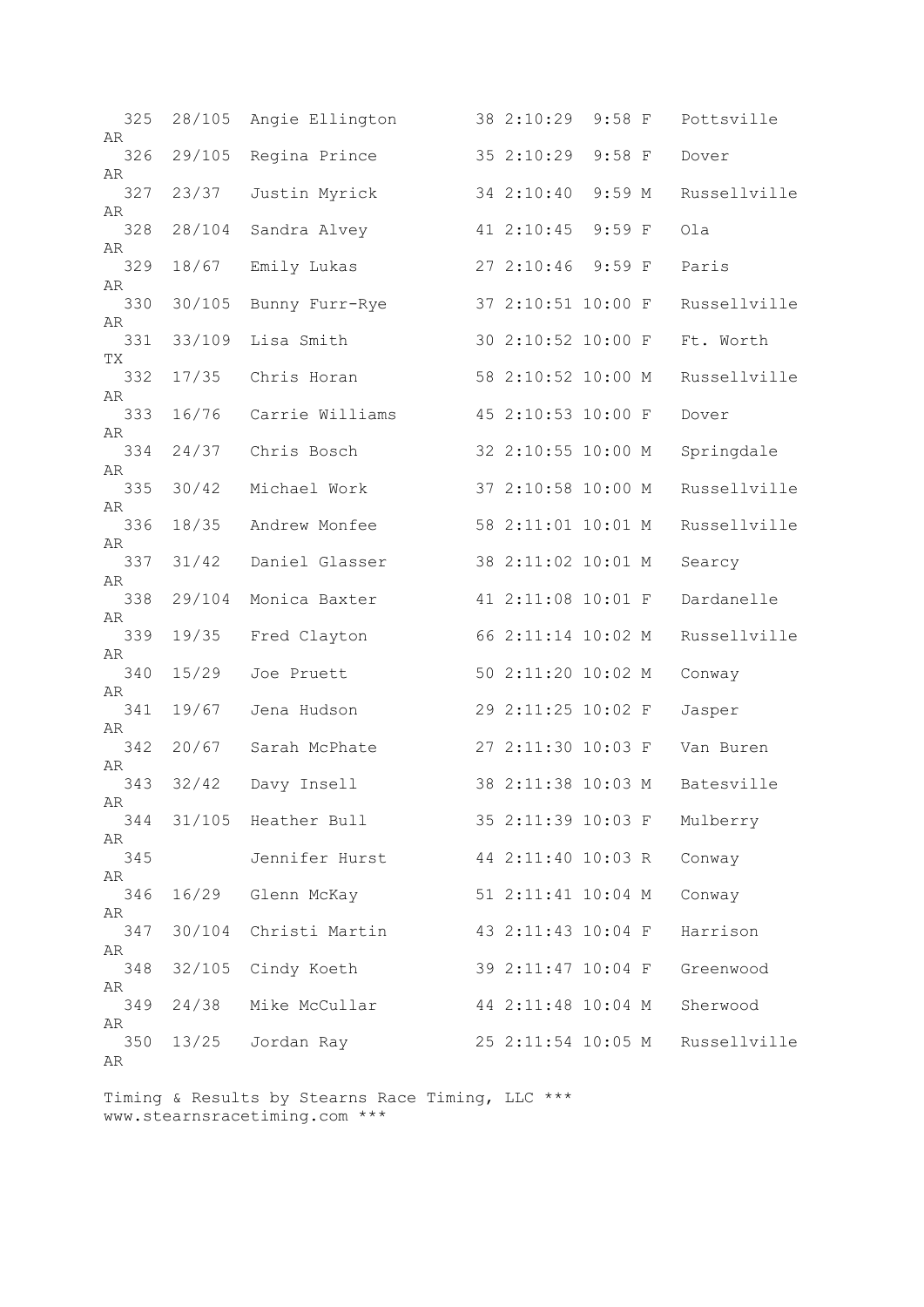```
  325  28/105  Angie Ellington        38 2:10:29  9:58 F   Pottsville
AR
  326  29/105  Regina Prince          35 2:10:29  9:58 F   Dover
AR
  327  23/37   Justin Myrick          34 2:10:40  9:59 M   Russellville
AR
  328  28/104  Sandra Alvey           41 2:10:45  9:59 F   Ola
AR
  329  18/67   Emily Lukas            27 2:10:46  9:59 F   Paris
AR
  330  30/105  Bunny Furr-Rye         37 2:10:51 10:00 F   Russellville
AR
  331  33/109  Lisa Smith             30 2:10:52 10:00 F   Ft. Worth
TX
  332  17/35   Chris Horan            58 2:10:52 10:00 M   Russellville
AR
  333  16/76   Carrie Williams        45 2:10:53 10:00 F   Dover
AR
  334  24/37   Chris Bosch            32 2:10:55 10:00 M   Springdale
AR
  335  30/42   Michael Work           37 2:10:58 10:00 M   Russellville
AR
  336  18/35   Andrew Monfee          58 2:11:01 10:01 M   Russellville
AR
  337  31/42   Daniel Glasser         38 2:11:02 10:01 M   Searcy
AR
  338  29/104  Monica Baxter          41 2:11:08 10:01 F   Dardanelle
AR
  339  19/35   Fred Clayton           66 2:11:14 10:02 M   Russellville
AR
  340  15/29   Joe Pruett             50 2:11:20 10:02 M   Conway
AR
  341  19/67   Jena Hudson            29 2:11:25 10:02 F   Jasper
AR
  342  20/67   Sarah McPhate          27 2:11:30 10:03 F   Van Buren
AR
  343  32/42   Davy Insell            38 2:11:38 10:03 M   Batesville
AR
  344  31/105  Heather Bull           35 2:11:39 10:03 F   Mulberry
AR
  345          Jennifer Hurst         44 2:11:40 10:03 R   Conway
AR
  346  16/29   Glenn McKay            51 2:11:41 10:04 M   Conway
AR
  347  30/104  Christi Martin         43 2:11:43 10:04 F   Harrison
AR
  348  32/105  Cindy Koeth            39 2:11:47 10:04 F   Greenwood
AR
  349  24/38   Mike McCullar          44 2:11:48 10:04 M   Sherwood
AR
  350  13/25   Jordan Ray             25 2:11:54 10:05 M   Russellville
AR
```

Timing & Results by Stearns Race Timing, LLC ***
www.stearnsracetiming.com ***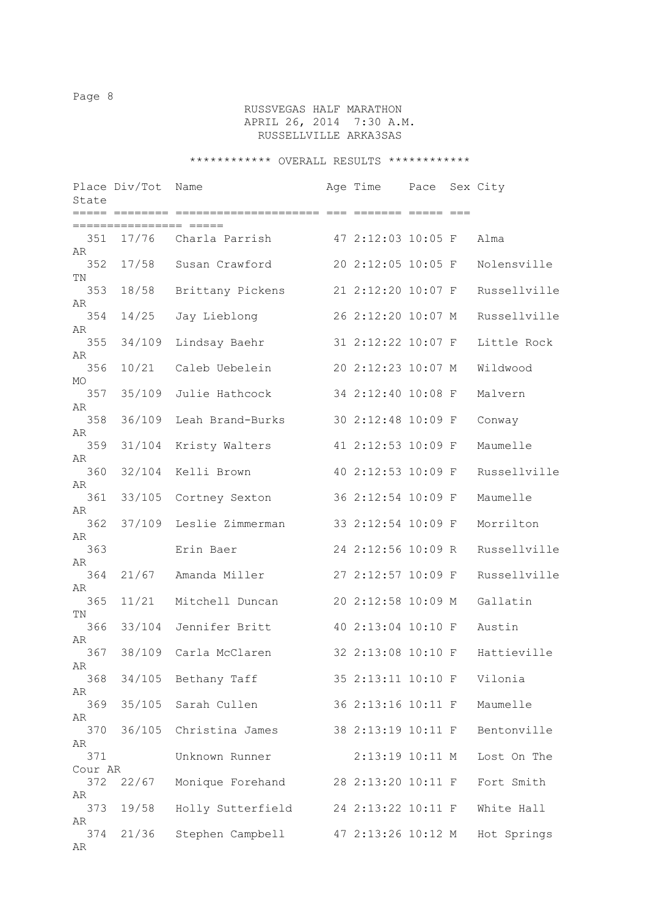RUSSVEGAS HALF MARATHON
APRIL 26, 2014 7:30 A.M.
RUSSELLVILLE ARKA3SAS

************ OVERALL RESULTS ************

| Place | Div/Tot | Name | Age | Time | Pace | Sex | City | State |
|---|---|---|---|---|---|---|---|---|
| 351 | 17/76 | Charla Parrish | 47 | 2:12:03 | 10:05 | F | Alma | AR |
| 352 | 17/58 | Susan Crawford | 20 | 2:12:05 | 10:05 | F | Nolensville | TN |
| 353 | 18/58 | Brittany Pickens | 21 | 2:12:20 | 10:07 | F | Russellville | AR |
| 354 | 14/25 | Jay Lieblong | 26 | 2:12:20 | 10:07 | M | Russellville | AR |
| 355 | 34/109 | Lindsay Baehr | 31 | 2:12:22 | 10:07 | F | Little Rock | AR |
| 356 | 10/21 | Caleb Uebelein | 20 | 2:12:23 | 10:07 | M | Wildwood | MO |
| 357 | 35/109 | Julie Hathcock | 34 | 2:12:40 | 10:08 | F | Malvern | AR |
| 358 | 36/109 | Leah Brand-Burks | 30 | 2:12:48 | 10:09 | F | Conway | AR |
| 359 | 31/104 | Kristy Walters | 41 | 2:12:53 | 10:09 | F | Maumelle | AR |
| 360 | 32/104 | Kelli Brown | 40 | 2:12:53 | 10:09 | F | Russellville | AR |
| 361 | 33/105 | Cortney Sexton | 36 | 2:12:54 | 10:09 | F | Maumelle | AR |
| 362 | 37/109 | Leslie Zimmerman | 33 | 2:12:54 | 10:09 | F | Morrilton | AR |
| 363 | | Erin Baer | 24 | 2:12:56 | 10:09 | R | Russellville | AR |
| 364 | 21/67 | Amanda Miller | 27 | 2:12:57 | 10:09 | F | Russellville | AR |
| 365 | 11/21 | Mitchell Duncan | 20 | 2:12:58 | 10:09 | M | Gallatin | TN |
| 366 | 33/104 | Jennifer Britt | 40 | 2:13:04 | 10:10 | F | Austin | AR |
| 367 | 38/109 | Carla McClaren | 32 | 2:13:08 | 10:10 | F | Hattieville | AR |
| 368 | 34/105 | Bethany Taff | 35 | 2:13:11 | 10:10 | F | Vilonia | AR |
| 369 | 35/105 | Sarah Cullen | 36 | 2:13:16 | 10:11 | F | Maumelle | AR |
| 370 | 36/105 | Christina James | 38 | 2:13:19 | 10:11 | F | Bentonville | AR |
| 371 | | Unknown Runner | | 2:13:19 | 10:11 | M | Lost On The Cour | AR |
| 372 | 22/67 | Monique Forehand | 28 | 2:13:20 | 10:11 | F | Fort Smith | AR |
| 373 | 19/58 | Holly Sutterfield | 24 | 2:13:22 | 10:11 | F | White Hall | AR |
| 374 | 21/36 | Stephen Campbell | 47 | 2:13:26 | 10:12 | M | Hot Springs | AR |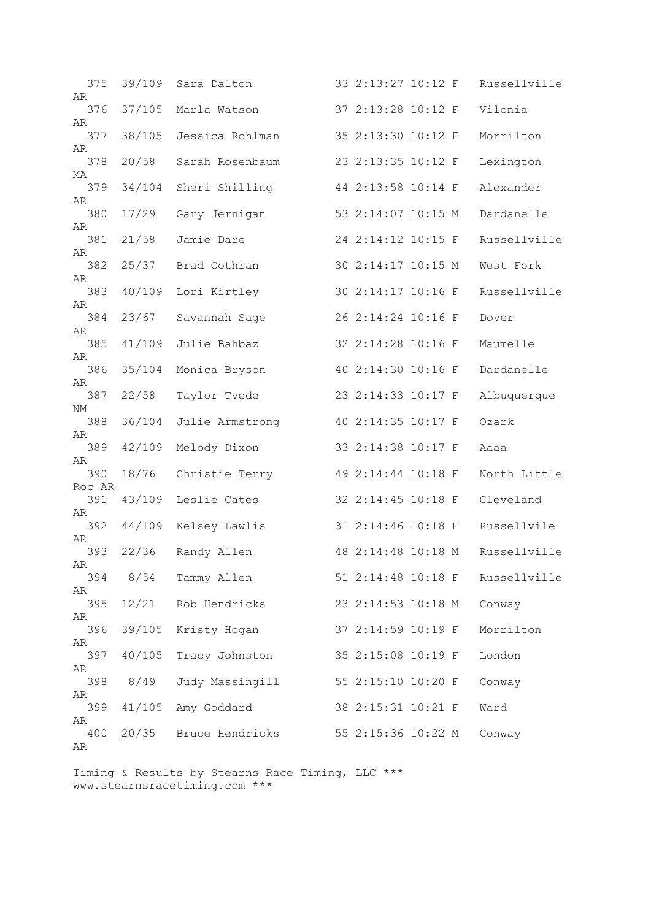```
  375  39/109  Sara Dalton            33 2:13:27 10:12 F   Russellville
AR
  376  37/105  Marla Watson           37 2:13:28 10:12 F   Vilonia
AR
  377  38/105  Jessica Rohlman        35 2:13:30 10:12 F   Morrilton
AR
  378  20/58   Sarah Rosenbaum        23 2:13:35 10:12 F   Lexington
MA
  379  34/104  Sheri Shilling         44 2:13:58 10:14 F   Alexander
AR
  380  17/29   Gary Jernigan          53 2:14:07 10:15 M   Dardanelle
AR
  381  21/58   Jamie Dare             24 2:14:12 10:15 F   Russellville
AR
  382  25/37   Brad Cothran           30 2:14:17 10:15 M   West Fork
AR
  383  40/109  Lori Kirtley           30 2:14:17 10:16 F   Russellville
AR
  384  23/67   Savannah Sage          26 2:14:24 10:16 F   Dover
AR
  385  41/109  Julie Bahbaz           32 2:14:28 10:16 F   Maumelle
AR
  386  35/104  Monica Bryson          40 2:14:30 10:16 F   Dardanelle
AR
  387  22/58   Taylor Tvede           23 2:14:33 10:17 F   Albuquerque
NM
  388  36/104  Julie Armstrong        40 2:14:35 10:17 F   Ozark
AR
  389  42/109  Melody Dixon           33 2:14:38 10:17 F   Aaaa
AR
  390  18/76   Christie Terry         49 2:14:44 10:18 F   North Little
Roc AR
  391  43/109  Leslie Cates           32 2:14:45 10:18 F   Cleveland
AR
  392  44/109  Kelsey Lawlis          31 2:14:46 10:18 F   Russellvile
AR
  393  22/36   Randy Allen            48 2:14:48 10:18 M   Russellville
AR
  394   8/54   Tammy Allen            51 2:14:48 10:18 F   Russellville
AR
  395  12/21   Rob Hendricks          23 2:14:53 10:18 M   Conway
AR
  396  39/105  Kristy Hogan           37 2:14:59 10:19 F   Morrilton
AR
  397  40/105  Tracy Johnston         35 2:15:08 10:19 F   London
AR
  398   8/49   Judy Massingill        55 2:15:10 10:20 F   Conway
AR
  399  41/105  Amy Goddard            38 2:15:31 10:21 F   Ward
AR
  400  20/35   Bruce Hendricks        55 2:15:36 10:22 M   Conway
AR
```

Timing & Results by Stearns Race Timing, LLC ***
www.stearnsracetiming.com ***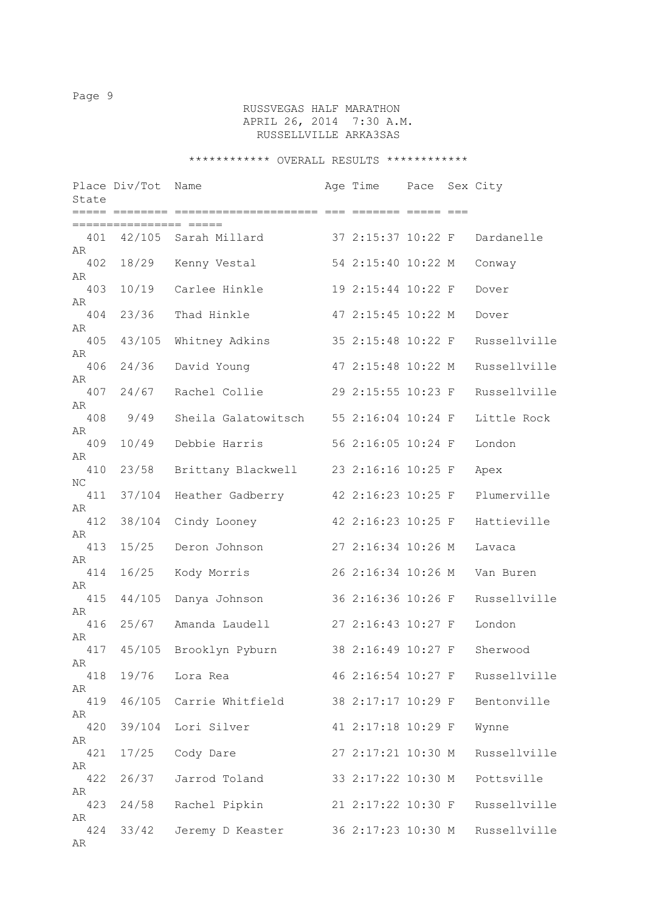RUSSVEGAS HALF MARATHON
APRIL 26, 2014 7:30 A.M.
RUSSELLVILLE ARKA3SAS

************ OVERALL RESULTS ************

| Place | Div/Tot | Name | Age | Time | Pace | Sex | City | State |
|---|---|---|---|---|---|---|---|---|
| 401 | 42/105 | Sarah Millard | 37 | 2:15:37 | 10:22 | F | Dardanelle | AR |
| 402 | 18/29 | Kenny Vestal | 54 | 2:15:40 | 10:22 | M | Conway | AR |
| 403 | 10/19 | Carlee Hinkle | 19 | 2:15:44 | 10:22 | F | Dover | AR |
| 404 | 23/36 | Thad Hinkle | 47 | 2:15:45 | 10:22 | M | Dover | AR |
| 405 | 43/105 | Whitney Adkins | 35 | 2:15:48 | 10:22 | F | Russellville | AR |
| 406 | 24/36 | David Young | 47 | 2:15:48 | 10:22 | M | Russellville | AR |
| 407 | 24/67 | Rachel Collie | 29 | 2:15:55 | 10:23 | F | Russellville | AR |
| 408 | 9/49 | Sheila Galatowitsch | 55 | 2:16:04 | 10:24 | F | Little Rock | AR |
| 409 | 10/49 | Debbie Harris | 56 | 2:16:05 | 10:24 | F | London | AR |
| 410 | 23/58 | Brittany Blackwell | 23 | 2:16:16 | 10:25 | F | Apex | NC |
| 411 | 37/104 | Heather Gadberry | 42 | 2:16:23 | 10:25 | F | Plumerville | AR |
| 412 | 38/104 | Cindy Looney | 42 | 2:16:23 | 10:25 | F | Hattieville | AR |
| 413 | 15/25 | Deron Johnson | 27 | 2:16:34 | 10:26 | M | Lavaca | AR |
| 414 | 16/25 | Kody Morris | 26 | 2:16:34 | 10:26 | M | Van Buren | AR |
| 415 | 44/105 | Danya Johnson | 36 | 2:16:36 | 10:26 | F | Russellville | AR |
| 416 | 25/67 | Amanda Laudell | 27 | 2:16:43 | 10:27 | F | London | AR |
| 417 | 45/105 | Brooklyn Pyburn | 38 | 2:16:49 | 10:27 | F | Sherwood | AR |
| 418 | 19/76 | Lora Rea | 46 | 2:16:54 | 10:27 | F | Russellville | AR |
| 419 | 46/105 | Carrie Whitfield | 38 | 2:17:17 | 10:29 | F | Bentonville | AR |
| 420 | 39/104 | Lori Silver | 41 | 2:17:18 | 10:29 | F | Wynne | AR |
| 421 | 17/25 | Cody Dare | 27 | 2:17:21 | 10:30 | M | Russellville | AR |
| 422 | 26/37 | Jarrod Toland | 33 | 2:17:22 | 10:30 | M | Pottsville | AR |
| 423 | 24/58 | Rachel Pipkin | 21 | 2:17:22 | 10:30 | F | Russellville | AR |
| 424 | 33/42 | Jeremy D Keaster | 36 | 2:17:23 | 10:30 | M | Russellville | AR |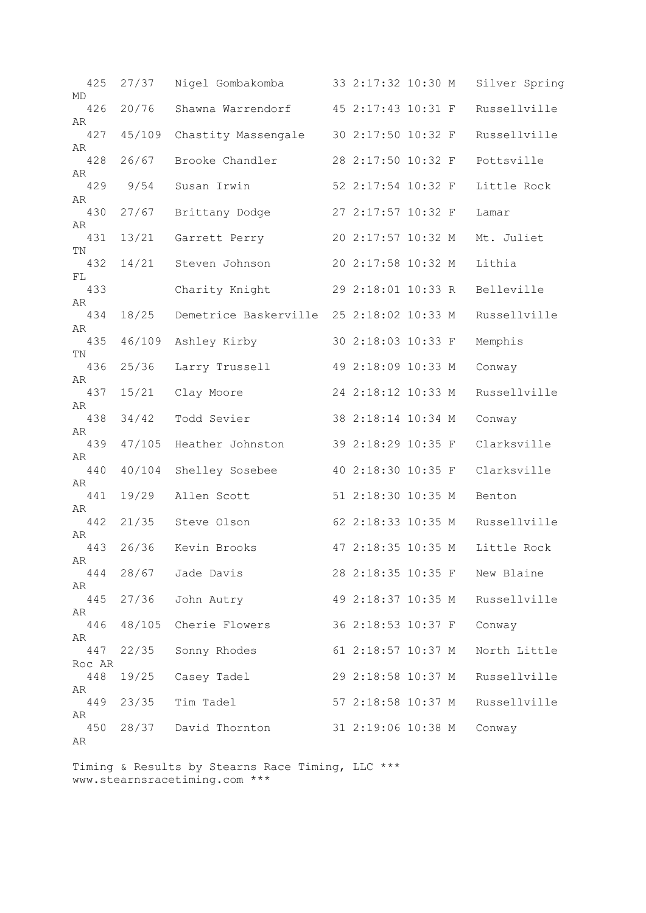```
  425  27/37   Nigel Gombakomba       33 2:17:32 10:30 M   Silver Spring MD
  426  20/76   Shawna Warrendorf      45 2:17:43 10:31 F   Russellville AR
  427  45/109  Chastity Massengale    30 2:17:50 10:32 F   Russellville AR
  428  26/67   Brooke Chandler        28 2:17:50 10:32 F   Pottsville AR
  429   9/54   Susan Irwin            52 2:17:54 10:32 F   Little Rock AR
  430  27/67   Brittany Dodge         27 2:17:57 10:32 F   Lamar AR
  431  13/21   Garrett Perry          20 2:17:57 10:32 M   Mt. Juliet TN
  432  14/21   Steven Johnson         20 2:17:58 10:32 M   Lithia FL
  433          Charity Knight         29 2:18:01 10:33 R   Belleville AR
  434  18/25   Demetrice Baskerville  25 2:18:02 10:33 M   Russellville AR
  435  46/109  Ashley Kirby           30 2:18:03 10:33 F   Memphis TN
  436  25/36   Larry Trussell         49 2:18:09 10:33 M   Conway AR
  437  15/21   Clay Moore             24 2:18:12 10:33 M   Russellville AR
  438  34/42   Todd Sevier            38 2:18:14 10:34 M   Conway AR
  439  47/105  Heather Johnston       39 2:18:29 10:35 F   Clarksville AR
  440  40/104  Shelley Sosebee        40 2:18:30 10:35 F   Clarksville AR
  441  19/29   Allen Scott            51 2:18:30 10:35 M   Benton AR
  442  21/35   Steve Olson            62 2:18:33 10:35 M   Russellville AR
  443  26/36   Kevin Brooks           47 2:18:35 10:35 M   Little Rock AR
  444  28/67   Jade Davis             28 2:18:35 10:35 F   New Blaine AR
  445  27/36   John Autry             49 2:18:37 10:35 M   Russellville AR
  446  48/105  Cherie Flowers         36 2:18:53 10:37 F   Conway AR
  447  22/35   Sonny Rhodes           61 2:18:57 10:37 M   North Little Roc AR
  448  19/25   Casey Tadel            29 2:18:58 10:37 M   Russellville AR
  449  23/35   Tim Tadel              57 2:18:58 10:37 M   Russellville AR
  450  28/37   David Thornton         31 2:19:06 10:38 M   Conway AR
```

Timing & Results by Stearns Race Timing, LLC ***
www.stearnsracetiming.com ***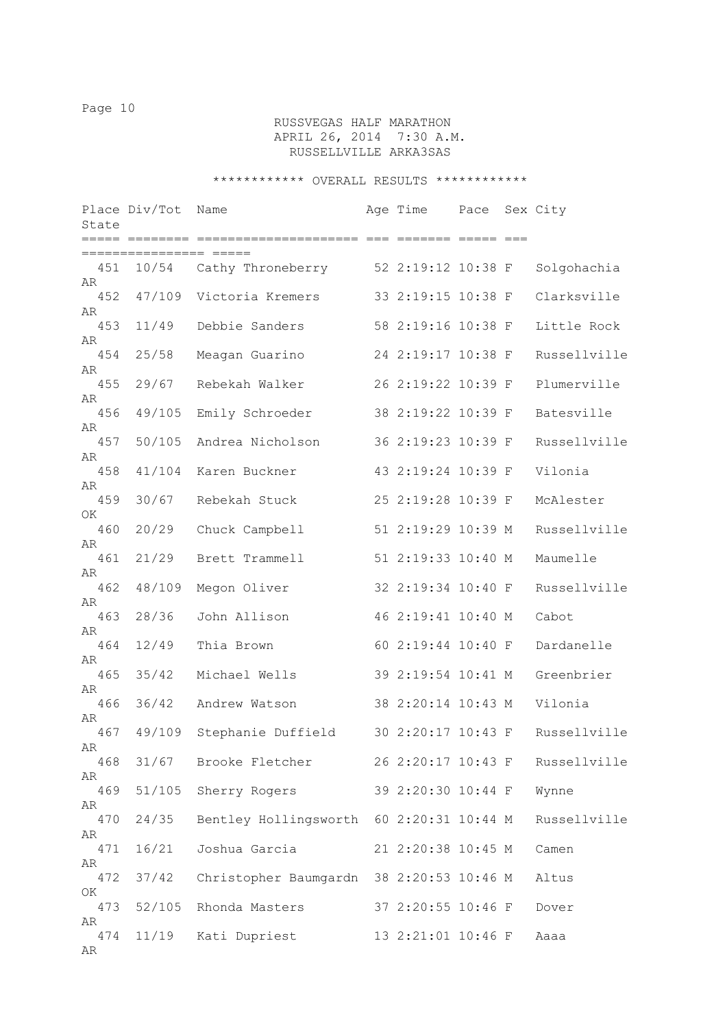RUSSVEGAS HALF MARATHON
APRIL 26, 2014 7:30 A.M.
RUSSELLVILLE ARKA3SAS

************ OVERALL RESULTS ************

| Place | Div/Tot | Name | Age | Time | Pace | Sex | City | State |
|---|---|---|---|---|---|---|---|---|
| 451 | 10/54 | Cathy Throneberry | 52 | 2:19:12 | 10:38 | F | Solgohachia | AR |
| 452 | 47/109 | Victoria Kremers | 33 | 2:19:15 | 10:38 | F | Clarksville | AR |
| 453 | 11/49 | Debbie Sanders | 58 | 2:19:16 | 10:38 | F | Little Rock | AR |
| 454 | 25/58 | Meagan Guarino | 24 | 2:19:17 | 10:38 | F | Russellville | AR |
| 455 | 29/67 | Rebekah Walker | 26 | 2:19:22 | 10:39 | F | Plumerville | AR |
| 456 | 49/105 | Emily Schroeder | 38 | 2:19:22 | 10:39 | F | Batesville | AR |
| 457 | 50/105 | Andrea Nicholson | 36 | 2:19:23 | 10:39 | F | Russellville | AR |
| 458 | 41/104 | Karen Buckner | 43 | 2:19:24 | 10:39 | F | Vilonia | AR |
| 459 | 30/67 | Rebekah Stuck | 25 | 2:19:28 | 10:39 | F | McAlester | OK |
| 460 | 20/29 | Chuck Campbell | 51 | 2:19:29 | 10:39 | M | Russellville | AR |
| 461 | 21/29 | Brett Trammell | 51 | 2:19:33 | 10:40 | M | Maumelle | AR |
| 462 | 48/109 | Megon Oliver | 32 | 2:19:34 | 10:40 | F | Russellville | AR |
| 463 | 28/36 | John Allison | 46 | 2:19:41 | 10:40 | M | Cabot | AR |
| 464 | 12/49 | Thia Brown | 60 | 2:19:44 | 10:40 | F | Dardanelle | AR |
| 465 | 35/42 | Michael Wells | 39 | 2:19:54 | 10:41 | M | Greenbrier | AR |
| 466 | 36/42 | Andrew Watson | 38 | 2:20:14 | 10:43 | M | Vilonia | AR |
| 467 | 49/109 | Stephanie Duffield | 30 | 2:20:17 | 10:43 | F | Russellville | AR |
| 468 | 31/67 | Brooke Fletcher | 26 | 2:20:17 | 10:43 | F | Russellville | AR |
| 469 | 51/105 | Sherry Rogers | 39 | 2:20:30 | 10:44 | F | Wynne | AR |
| 470 | 24/35 | Bentley Hollingsworth | 60 | 2:20:31 | 10:44 | M | Russellville | AR |
| 471 | 16/21 | Joshua Garcia | 21 | 2:20:38 | 10:45 | M | Camen | AR |
| 472 | 37/42 | Christopher Baumgardn | 38 | 2:20:53 | 10:46 | M | Altus | OK |
| 473 | 52/105 | Rhonda Masters | 37 | 2:20:55 | 10:46 | F | Dover | AR |
| 474 | 11/19 | Kati Dupriest | 13 | 2:21:01 | 10:46 | F | Aaaa | AR |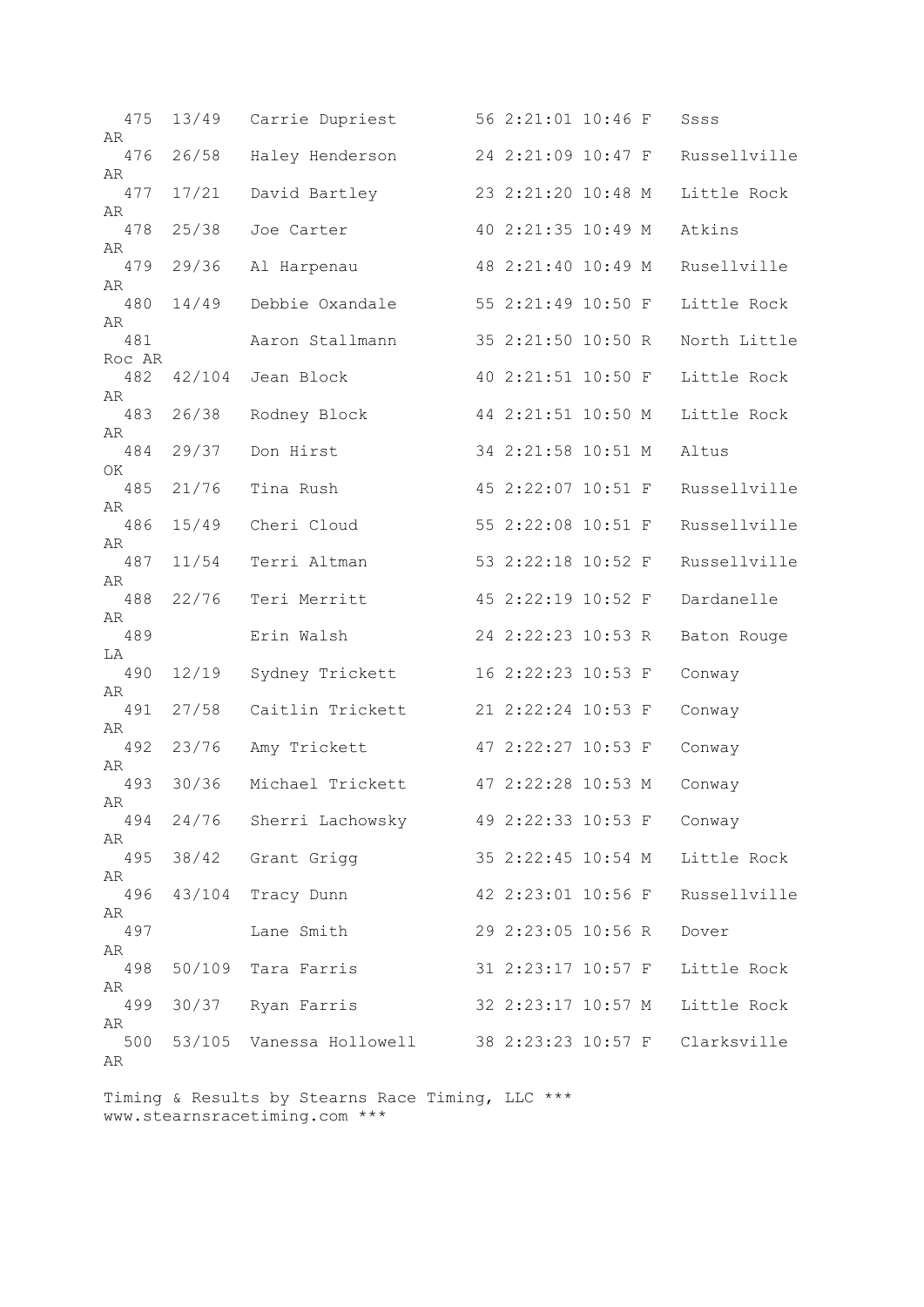```
  475  13/49   Carrie Dupriest        56 2:21:01 10:46 F   Ssss
AR
  476  26/58   Haley Henderson        24 2:21:09 10:47 F   Russellville
AR
  477  17/21   David Bartley          23 2:21:20 10:48 M   Little Rock
AR
  478  25/38   Joe Carter             40 2:21:35 10:49 M   Atkins
AR
  479  29/36   Al Harpenau            48 2:21:40 10:49 M   Rusellville
AR
  480  14/49   Debbie Oxandale        55 2:21:49 10:50 F   Little Rock
AR
  481          Aaron Stallmann        35 2:21:50 10:50 R   North Little
Roc AR
  482  42/104  Jean Block             40 2:21:51 10:50 F   Little Rock
AR
  483  26/38   Rodney Block           44 2:21:51 10:50 M   Little Rock
AR
  484  29/37   Don Hirst              34 2:21:58 10:51 M   Altus
OK
  485  21/76   Tina Rush              45 2:22:07 10:51 F   Russellville
AR
  486  15/49   Cheri Cloud            55 2:22:08 10:51 F   Russellville
AR
  487  11/54   Terri Altman           53 2:22:18 10:52 F   Russellville
AR
  488  22/76   Teri Merritt           45 2:22:19 10:52 F   Dardanelle
AR
  489          Erin Walsh             24 2:22:23 10:53 R   Baton Rouge
LA
  490  12/19   Sydney Trickett        16 2:22:23 10:53 F   Conway
AR
  491  27/58   Caitlin Trickett       21 2:22:24 10:53 F   Conway
AR
  492  23/76   Amy Trickett           47 2:22:27 10:53 F   Conway
AR
  493  30/36   Michael Trickett       47 2:22:28 10:53 M   Conway
AR
  494  24/76   Sherri Lachowsky       49 2:22:33 10:53 F   Conway
AR
  495  38/42   Grant Grigg            35 2:22:45 10:54 M   Little Rock
AR
  496  43/104  Tracy Dunn             42 2:23:01 10:56 F   Russellville
AR
  497          Lane Smith             29 2:23:05 10:56 R   Dover
AR
  498  50/109  Tara Farris            31 2:23:17 10:57 F   Little Rock
AR
  499  30/37   Ryan Farris            32 2:23:17 10:57 M   Little Rock
AR
  500  53/105  Vanessa Hollowell      38 2:23:23 10:57 F   Clarksville
AR
```

Timing & Results by Stearns Race Timing, LLC ***
www.stearnsracetiming.com ***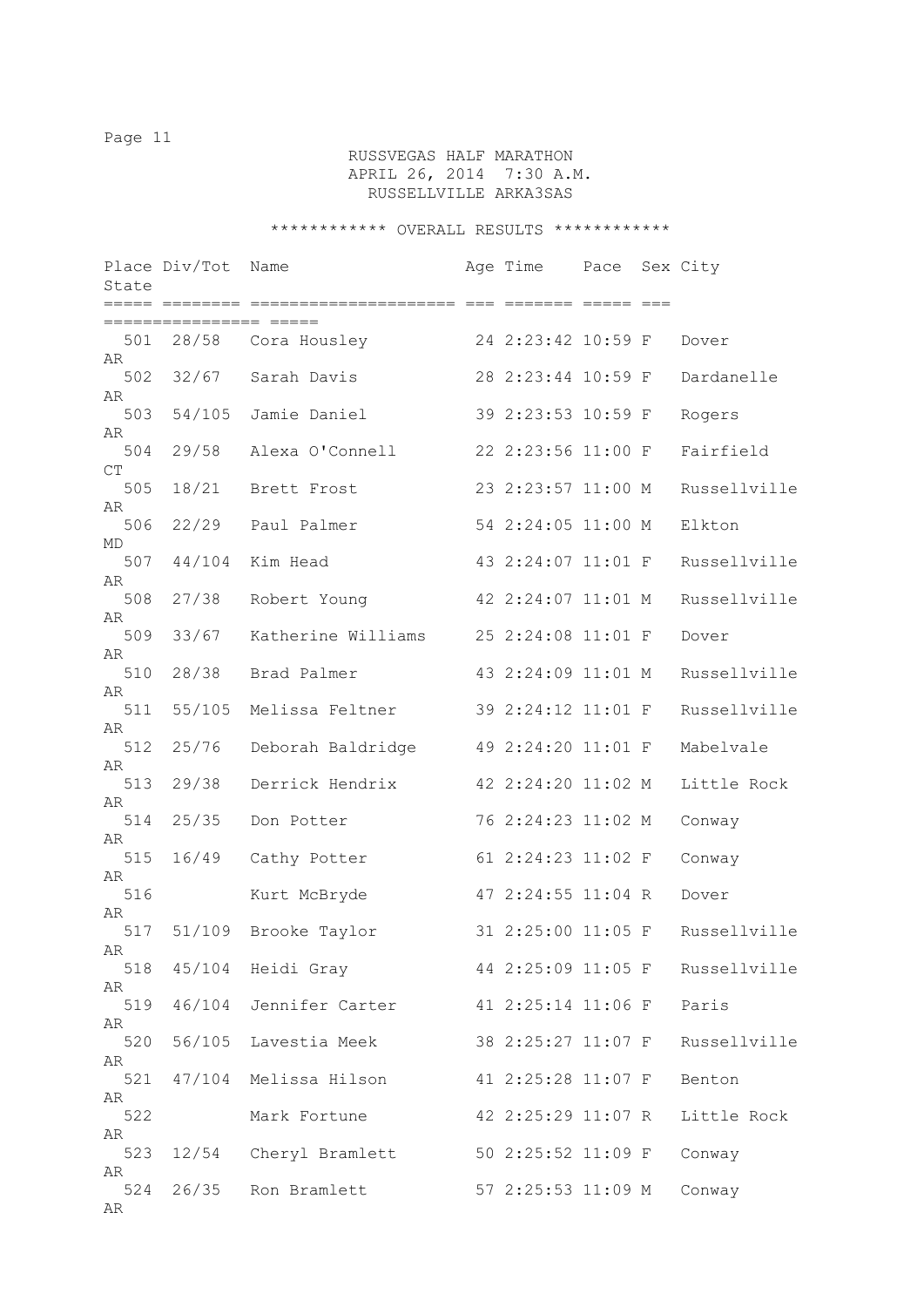RUSSVEGAS HALF MARATHON
APRIL 26, 2014 7:30 A.M.
RUSSELLVILLE ARKA3SAS

************ OVERALL RESULTS ************

| Place | Div/Tot | Name | Age | Time | Pace | Sex | City | State |
|---|---|---|---|---|---|---|---|---|
| 501 | 28/58 | Cora Housley | 24 | 2:23:42 | 10:59 | F | Dover | AR |
| 502 | 32/67 | Sarah Davis | 28 | 2:23:44 | 10:59 | F | Dardanelle | AR |
| 503 | 54/105 | Jamie Daniel | 39 | 2:23:53 | 10:59 | F | Rogers | AR |
| 504 | 29/58 | Alexa O'Connell | 22 | 2:23:56 | 11:00 | F | Fairfield | CT |
| 505 | 18/21 | Brett Frost | 23 | 2:23:57 | 11:00 | M | Russellville | AR |
| 506 | 22/29 | Paul Palmer | 54 | 2:24:05 | 11:00 | M | Elkton | MD |
| 507 | 44/104 | Kim Head | 43 | 2:24:07 | 11:01 | F | Russellville | AR |
| 508 | 27/38 | Robert Young | 42 | 2:24:07 | 11:01 | M | Russellville | AR |
| 509 | 33/67 | Katherine Williams | 25 | 2:24:08 | 11:01 | F | Dover | AR |
| 510 | 28/38 | Brad Palmer | 43 | 2:24:09 | 11:01 | M | Russellville | AR |
| 511 | 55/105 | Melissa Feltner | 39 | 2:24:12 | 11:01 | F | Russellville | AR |
| 512 | 25/76 | Deborah Baldridge | 49 | 2:24:20 | 11:01 | F | Mabelvale | AR |
| 513 | 29/38 | Derrick Hendrix | 42 | 2:24:20 | 11:02 | M | Little Rock | AR |
| 514 | 25/35 | Don Potter | 76 | 2:24:23 | 11:02 | M | Conway | AR |
| 515 | 16/49 | Cathy Potter | 61 | 2:24:23 | 11:02 | F | Conway | AR |
| 516 | | Kurt McBryde | 47 | 2:24:55 | 11:04 | R | Dover | AR |
| 517 | 51/109 | Brooke Taylor | 31 | 2:25:00 | 11:05 | F | Russellville | AR |
| 518 | 45/104 | Heidi Gray | 44 | 2:25:09 | 11:05 | F | Russellville | AR |
| 519 | 46/104 | Jennifer Carter | 41 | 2:25:14 | 11:06 | F | Paris | AR |
| 520 | 56/105 | Lavestia Meek | 38 | 2:25:27 | 11:07 | F | Russellville | AR |
| 521 | 47/104 | Melissa Hilson | 41 | 2:25:28 | 11:07 | F | Benton | AR |
| 522 | | Mark Fortune | 42 | 2:25:29 | 11:07 | R | Little Rock | AR |
| 523 | 12/54 | Cheryl Bramlett | 50 | 2:25:52 | 11:09 | F | Conway | AR |
| 524 | 26/35 | Ron Bramlett | 57 | 2:25:53 | 11:09 | M | Conway | AR |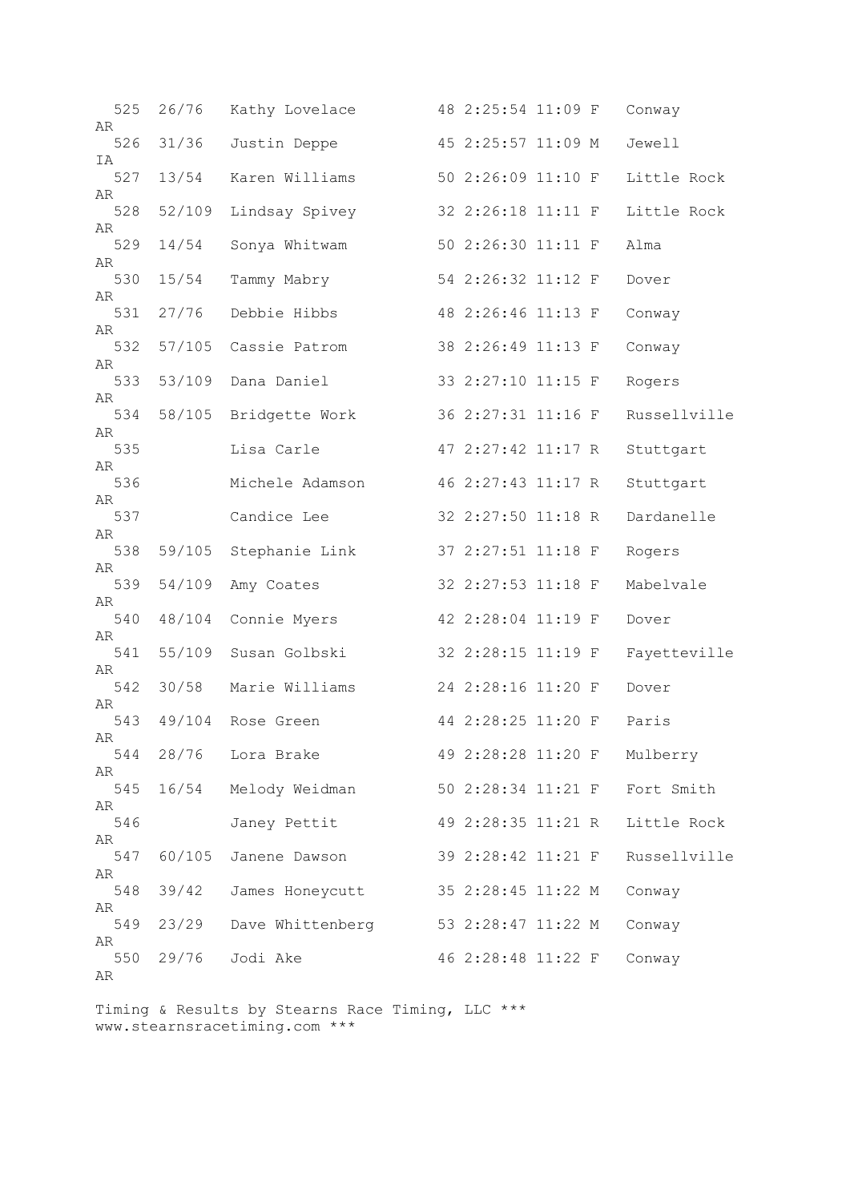```
  525  26/76   Kathy Lovelace         48 2:25:54 11:09 F   Conway
AR
  526  31/36   Justin Deppe           45 2:25:57 11:09 M   Jewell
IA
  527  13/54   Karen Williams         50 2:26:09 11:10 F   Little Rock
AR
  528  52/109  Lindsay Spivey         32 2:26:18 11:11 F   Little Rock
AR
  529  14/54   Sonya Whitwam          50 2:26:30 11:11 F   Alma
AR
  530  15/54   Tammy Mabry            54 2:26:32 11:12 F   Dover
AR
  531  27/76   Debbie Hibbs           48 2:26:46 11:13 F   Conway
AR
  532  57/105  Cassie Patrom          38 2:26:49 11:13 F   Conway
AR
  533  53/109  Dana Daniel            33 2:27:10 11:15 F   Rogers
AR
  534  58/105  Bridgette Work         36 2:27:31 11:16 F   Russellville
AR
  535          Lisa Carle             47 2:27:42 11:17 R   Stuttgart
AR
  536          Michele Adamson        46 2:27:43 11:17 R   Stuttgart
AR
  537          Candice Lee            32 2:27:50 11:18 R   Dardanelle
AR
  538  59/105  Stephanie Link         37 2:27:51 11:18 F   Rogers
AR
  539  54/109  Amy Coates             32 2:27:53 11:18 F   Mabelvale
AR
  540  48/104  Connie Myers           42 2:28:04 11:19 F   Dover
AR
  541  55/109  Susan Golbski          32 2:28:15 11:19 F   Fayetteville
AR
  542  30/58   Marie Williams         24 2:28:16 11:20 F   Dover
AR
  543  49/104  Rose Green             44 2:28:25 11:20 F   Paris
AR
  544  28/76   Lora Brake             49 2:28:28 11:20 F   Mulberry
AR
  545  16/54   Melody Weidman         50 2:28:34 11:21 F   Fort Smith
AR
  546          Janey Pettit           49 2:28:35 11:21 R   Little Rock
AR
  547  60/105  Janene Dawson          39 2:28:42 11:21 F   Russellville
AR
  548  39/42   James Honeycutt        35 2:28:45 11:22 M   Conway
AR
  549  23/29   Dave Whittenberg       53 2:28:47 11:22 M   Conway
AR
  550  29/76   Jodi Ake               46 2:28:48 11:22 F   Conway
AR

Timing & Results by Stearns Race Timing, LLC ***
www.stearnsracetiming.com ***
```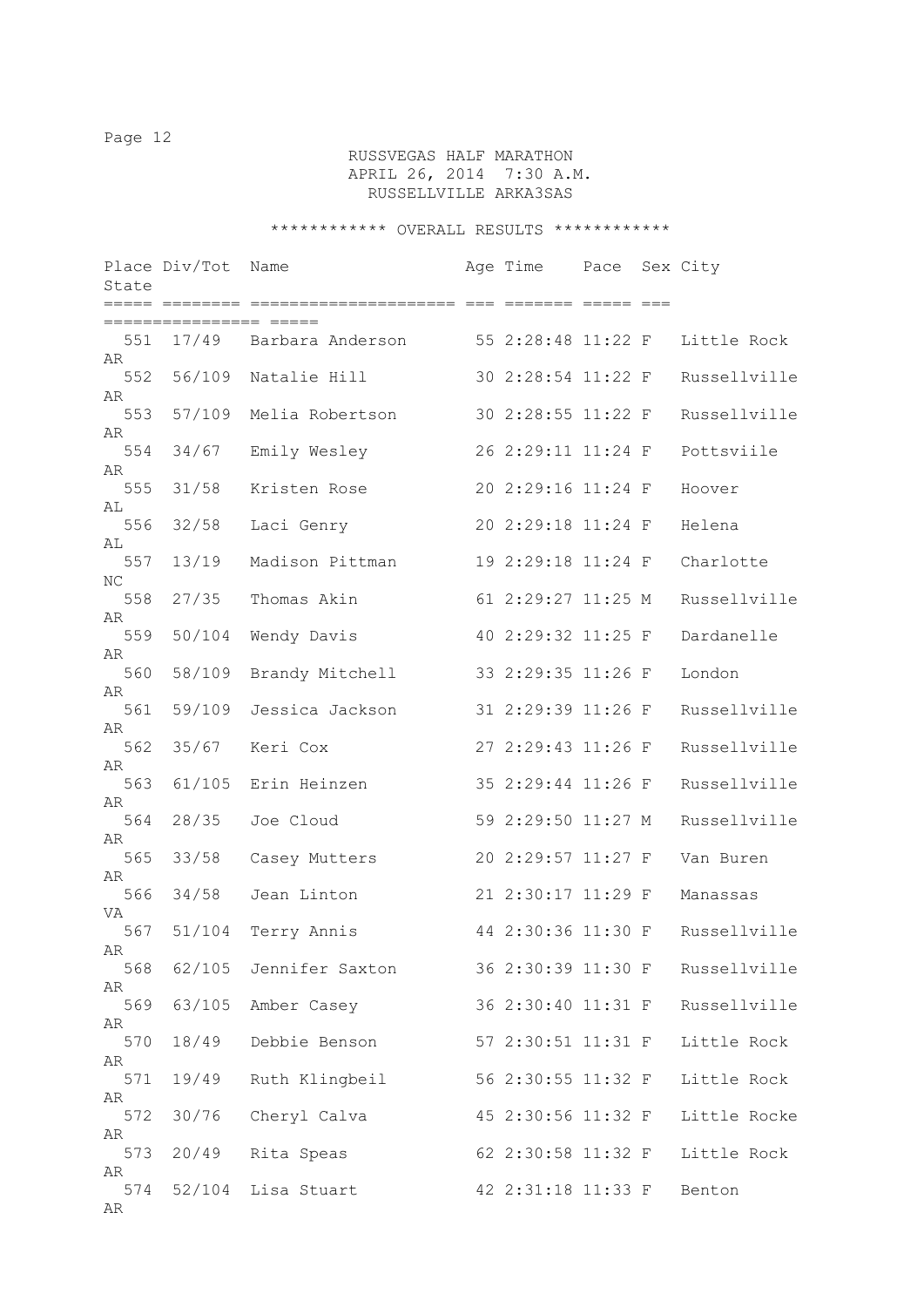RUSSVEGAS HALF MARATHON
APRIL 26, 2014 7:30 A.M.
RUSSELLVILLE ARKA3SAS

************ OVERALL RESULTS ************

| Place | Div/Tot | Name | Age | Time | Pace | Sex | City | State |
|---|---|---|---|---|---|---|---|---|
| 551 | 17/49 | Barbara Anderson | 55 | 2:28:48 | 11:22 | F | Little Rock | AR |
| 552 | 56/109 | Natalie Hill | 30 | 2:28:54 | 11:22 | F | Russellville | AR |
| 553 | 57/109 | Melia Robertson | 30 | 2:28:55 | 11:22 | F | Russellville | AR |
| 554 | 34/67 | Emily Wesley | 26 | 2:29:11 | 11:24 | F | Pottsviile | AR |
| 555 | 31/58 | Kristen Rose | 20 | 2:29:16 | 11:24 | F | Hoover | AL |
| 556 | 32/58 | Laci Genry | 20 | 2:29:18 | 11:24 | F | Helena | AL |
| 557 | 13/19 | Madison Pittman | 19 | 2:29:18 | 11:24 | F | Charlotte | NC |
| 558 | 27/35 | Thomas Akin | 61 | 2:29:27 | 11:25 | M | Russellville | AR |
| 559 | 50/104 | Wendy Davis | 40 | 2:29:32 | 11:25 | F | Dardanelle | AR |
| 560 | 58/109 | Brandy Mitchell | 33 | 2:29:35 | 11:26 | F | London | AR |
| 561 | 59/109 | Jessica Jackson | 31 | 2:29:39 | 11:26 | F | Russellville | AR |
| 562 | 35/67 | Keri Cox | 27 | 2:29:43 | 11:26 | F | Russellville | AR |
| 563 | 61/105 | Erin Heinzen | 35 | 2:29:44 | 11:26 | F | Russellville | AR |
| 564 | 28/35 | Joe Cloud | 59 | 2:29:50 | 11:27 | M | Russellville | AR |
| 565 | 33/58 | Casey Mutters | 20 | 2:29:57 | 11:27 | F | Van Buren | AR |
| 566 | 34/58 | Jean Linton | 21 | 2:30:17 | 11:29 | F | Manassas | VA |
| 567 | 51/104 | Terry Annis | 44 | 2:30:36 | 11:30 | F | Russellville | AR |
| 568 | 62/105 | Jennifer Saxton | 36 | 2:30:39 | 11:30 | F | Russellville | AR |
| 569 | 63/105 | Amber Casey | 36 | 2:30:40 | 11:31 | F | Russellville | AR |
| 570 | 18/49 | Debbie Benson | 57 | 2:30:51 | 11:31 | F | Little Rock | AR |
| 571 | 19/49 | Ruth Klingbeil | 56 | 2:30:55 | 11:32 | F | Little Rock | AR |
| 572 | 30/76 | Cheryl Calva | 45 | 2:30:56 | 11:32 | F | Little Rocke | AR |
| 573 | 20/49 | Rita Speas | 62 | 2:30:58 | 11:32 | F | Little Rock | AR |
| 574 | 52/104 | Lisa Stuart | 42 | 2:31:18 | 11:33 | F | Benton | AR |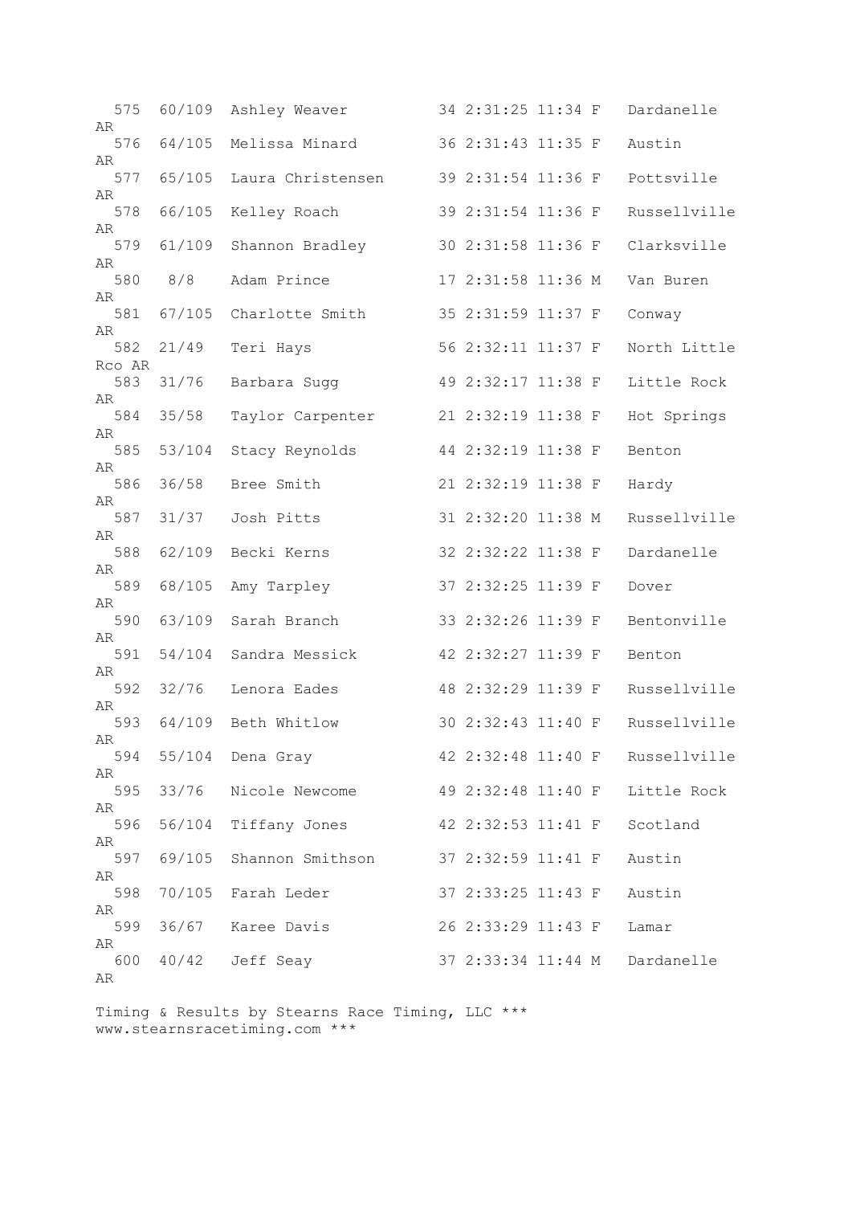```
  575  60/109  Ashley Weaver          34 2:31:25 11:34 F   Dardanelle
AR
  576  64/105  Melissa Minard         36 2:31:43 11:35 F   Austin
AR
  577  65/105  Laura Christensen      39 2:31:54 11:36 F   Pottsville
AR
  578  66/105  Kelley Roach           39 2:31:54 11:36 F   Russellville
AR
  579  61/109  Shannon Bradley        30 2:31:58 11:36 F   Clarksville
AR
  580   8/8    Adam Prince            17 2:31:58 11:36 M   Van Buren
AR
  581  67/105  Charlotte Smith        35 2:31:59 11:37 F   Conway
AR
  582  21/49   Teri Hays              56 2:32:11 11:37 F   North Little
Rco AR
  583  31/76   Barbara Sugg           49 2:32:17 11:38 F   Little Rock
AR
  584  35/58   Taylor Carpenter       21 2:32:19 11:38 F   Hot Springs
AR
  585  53/104  Stacy Reynolds         44 2:32:19 11:38 F   Benton
AR
  586  36/58   Bree Smith             21 2:32:19 11:38 F   Hardy
AR
  587  31/37   Josh Pitts             31 2:32:20 11:38 M   Russellville
AR
  588  62/109  Becki Kerns            32 2:32:22 11:38 F   Dardanelle
AR
  589  68/105  Amy Tarpley            37 2:32:25 11:39 F   Dover
AR
  590  63/109  Sarah Branch           33 2:32:26 11:39 F   Bentonville
AR
  591  54/104  Sandra Messick         42 2:32:27 11:39 F   Benton
AR
  592  32/76   Lenora Eades           48 2:32:29 11:39 F   Russellville
AR
  593  64/109  Beth Whitlow           30 2:32:43 11:40 F   Russellville
AR
  594  55/104  Dena Gray              42 2:32:48 11:40 F   Russellville
AR
  595  33/76   Nicole Newcome         49 2:32:48 11:40 F   Little Rock
AR
  596  56/104  Tiffany Jones          42 2:32:53 11:41 F   Scotland
AR
  597  69/105  Shannon Smithson       37 2:32:59 11:41 F   Austin
AR
  598  70/105  Farah Leder            37 2:33:25 11:43 F   Austin
AR
  599  36/67   Karee Davis            26 2:33:29 11:43 F   Lamar
AR
  600  40/42   Jeff Seay              37 2:33:34 11:44 M   Dardanelle
AR
```

Timing & Results by Stearns Race Timing, LLC ***
www.stearnsracetiming.com ***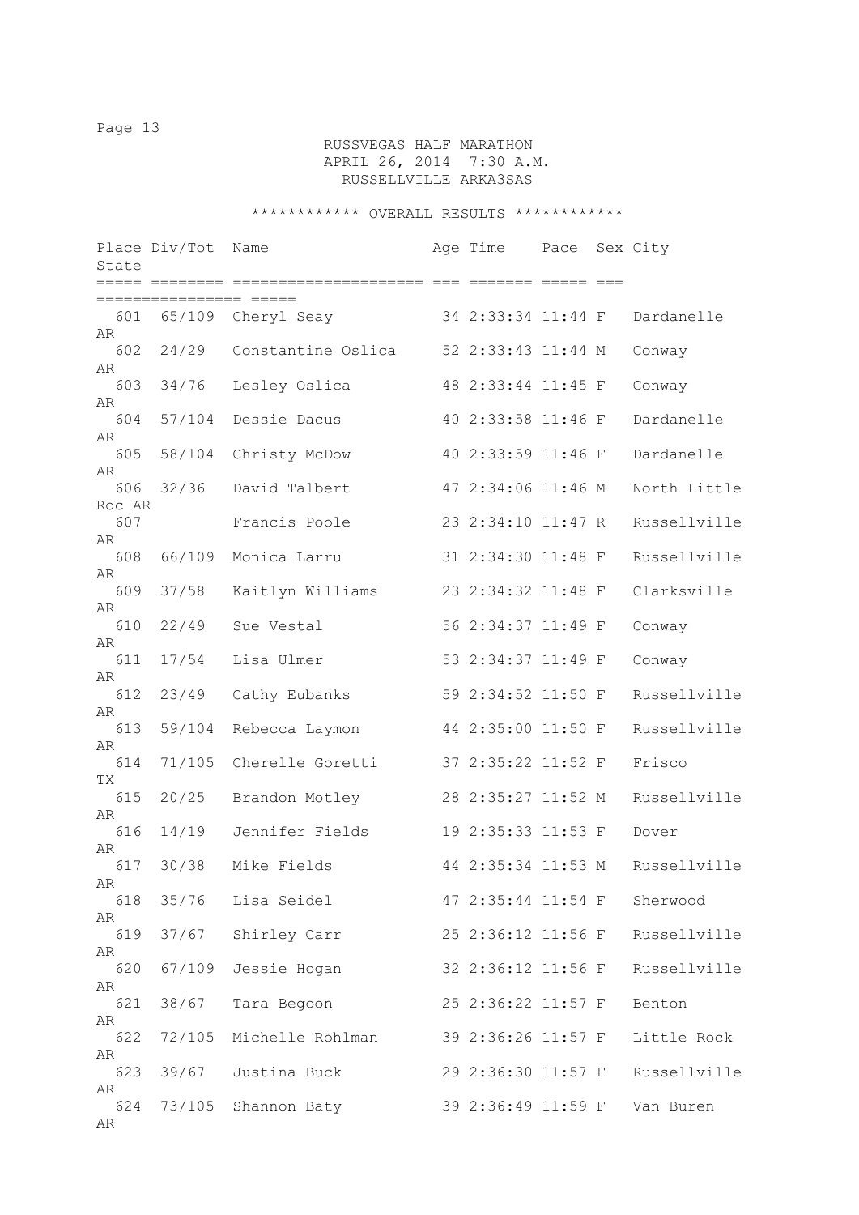RUSSVEGAS HALF MARATHON
APRIL 26, 2014 7:30 A.M.
RUSSELLVILLE ARKA3SAS

************ OVERALL RESULTS ************

| Place | Div/Tot | Name | Age | Time | Pace | Sex | City | State |
|---|---|---|---|---|---|---|---|---|
| 601 | 65/109 | Cheryl Seay | 34 | 2:33:34 | 11:44 | F | Dardanelle | AR |
| 602 | 24/29 | Constantine Oslica | 52 | 2:33:43 | 11:44 | M | Conway | AR |
| 603 | 34/76 | Lesley Oslica | 48 | 2:33:44 | 11:45 | F | Conway | AR |
| 604 | 57/104 | Dessie Dacus | 40 | 2:33:58 | 11:46 | F | Dardanelle | AR |
| 605 | 58/104 | Christy McDow | 40 | 2:33:59 | 11:46 | F | Dardanelle | AR |
| 606 | 32/36 | David Talbert | 47 | 2:34:06 | 11:46 | M | North Little Roc | AR |
| 607 | | Francis Poole | 23 | 2:34:10 | 11:47 | R | Russellville | AR |
| 608 | 66/109 | Monica Larru | 31 | 2:34:30 | 11:48 | F | Russellville | AR |
| 609 | 37/58 | Kaitlyn Williams | 23 | 2:34:32 | 11:48 | F | Clarksville | AR |
| 610 | 22/49 | Sue Vestal | 56 | 2:34:37 | 11:49 | F | Conway | AR |
| 611 | 17/54 | Lisa Ulmer | 53 | 2:34:37 | 11:49 | F | Conway | AR |
| 612 | 23/49 | Cathy Eubanks | 59 | 2:34:52 | 11:50 | F | Russellville | AR |
| 613 | 59/104 | Rebecca Laymon | 44 | 2:35:00 | 11:50 | F | Russellville | AR |
| 614 | 71/105 | Cherelle Goretti | 37 | 2:35:22 | 11:52 | F | Frisco | TX |
| 615 | 20/25 | Brandon Motley | 28 | 2:35:27 | 11:52 | M | Russellville | AR |
| 616 | 14/19 | Jennifer Fields | 19 | 2:35:33 | 11:53 | F | Dover | AR |
| 617 | 30/38 | Mike Fields | 44 | 2:35:34 | 11:53 | M | Russellville | AR |
| 618 | 35/76 | Lisa Seidel | 47 | 2:35:44 | 11:54 | F | Sherwood | AR |
| 619 | 37/67 | Shirley Carr | 25 | 2:36:12 | 11:56 | F | Russellville | AR |
| 620 | 67/109 | Jessie Hogan | 32 | 2:36:12 | 11:56 | F | Russellville | AR |
| 621 | 38/67 | Tara Begoon | 25 | 2:36:22 | 11:57 | F | Benton | AR |
| 622 | 72/105 | Michelle Rohlman | 39 | 2:36:26 | 11:57 | F | Little Rock | AR |
| 623 | 39/67 | Justina Buck | 29 | 2:36:30 | 11:57 | F | Russellville | AR |
| 624 | 73/105 | Shannon Baty | 39 | 2:36:49 | 11:59 | F | Van Buren | AR |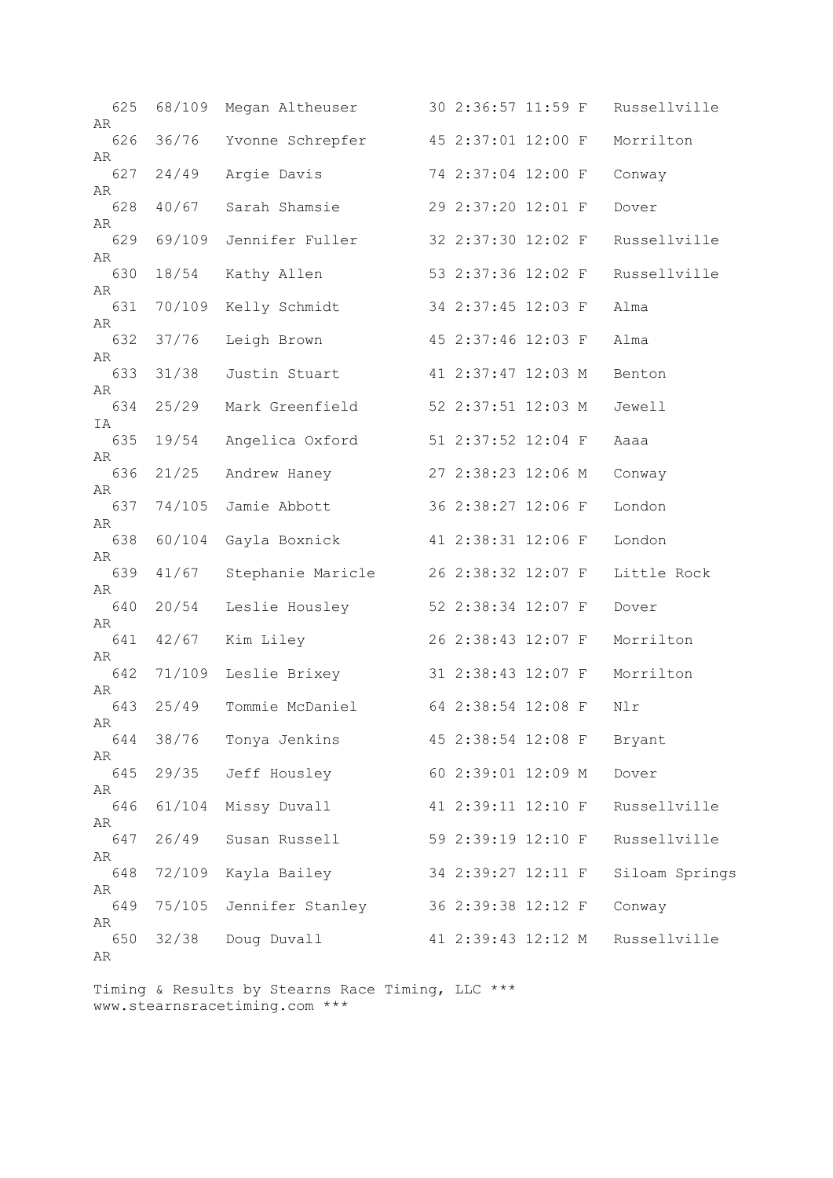```
  625  68/109  Megan Altheuser        30 2:36:57 11:59 F   Russellville
AR
  626  36/76   Yvonne Schrepfer       45 2:37:01 12:00 F   Morrilton
AR
  627  24/49   Argie Davis            74 2:37:04 12:00 F   Conway
AR
  628  40/67   Sarah Shamsie          29 2:37:20 12:01 F   Dover
AR
  629  69/109  Jennifer Fuller        32 2:37:30 12:02 F   Russellville
AR
  630  18/54   Kathy Allen            53 2:37:36 12:02 F   Russellville
AR
  631  70/109  Kelly Schmidt          34 2:37:45 12:03 F   Alma
AR
  632  37/76   Leigh Brown            45 2:37:46 12:03 F   Alma
AR
  633  31/38   Justin Stuart          41 2:37:47 12:03 M   Benton
AR
  634  25/29   Mark Greenfield        52 2:37:51 12:03 M   Jewell
IA
  635  19/54   Angelica Oxford        51 2:37:52 12:04 F   Aaaa
AR
  636  21/25   Andrew Haney           27 2:38:23 12:06 M   Conway
AR
  637  74/105  Jamie Abbott           36 2:38:27 12:06 F   London
AR
  638  60/104  Gayla Boxnick          41 2:38:31 12:06 F   London
AR
  639  41/67   Stephanie Maricle      26 2:38:32 12:07 F   Little Rock
AR
  640  20/54   Leslie Housley         52 2:38:34 12:07 F   Dover
AR
  641  42/67   Kim Liley              26 2:38:43 12:07 F   Morrilton
AR
  642  71/109  Leslie Brixey          31 2:38:43 12:07 F   Morrilton
AR
  643  25/49   Tommie McDaniel        64 2:38:54 12:08 F   Nlr
AR
  644  38/76   Tonya Jenkins          45 2:38:54 12:08 F   Bryant
AR
  645  29/35   Jeff Housley           60 2:39:01 12:09 M   Dover
AR
  646  61/104  Missy Duvall           41 2:39:11 12:10 F   Russellville
AR
  647  26/49   Susan Russell          59 2:39:19 12:10 F   Russellville
AR
  648  72/109  Kayla Bailey           34 2:39:27 12:11 F   Siloam Springs
AR
  649  75/105  Jennifer Stanley       36 2:39:38 12:12 F   Conway
AR
  650  32/38   Doug Duvall            41 2:39:43 12:12 M   Russellville
AR
```

Timing & Results by Stearns Race Timing, LLC ***
www.stearnsracetiming.com ***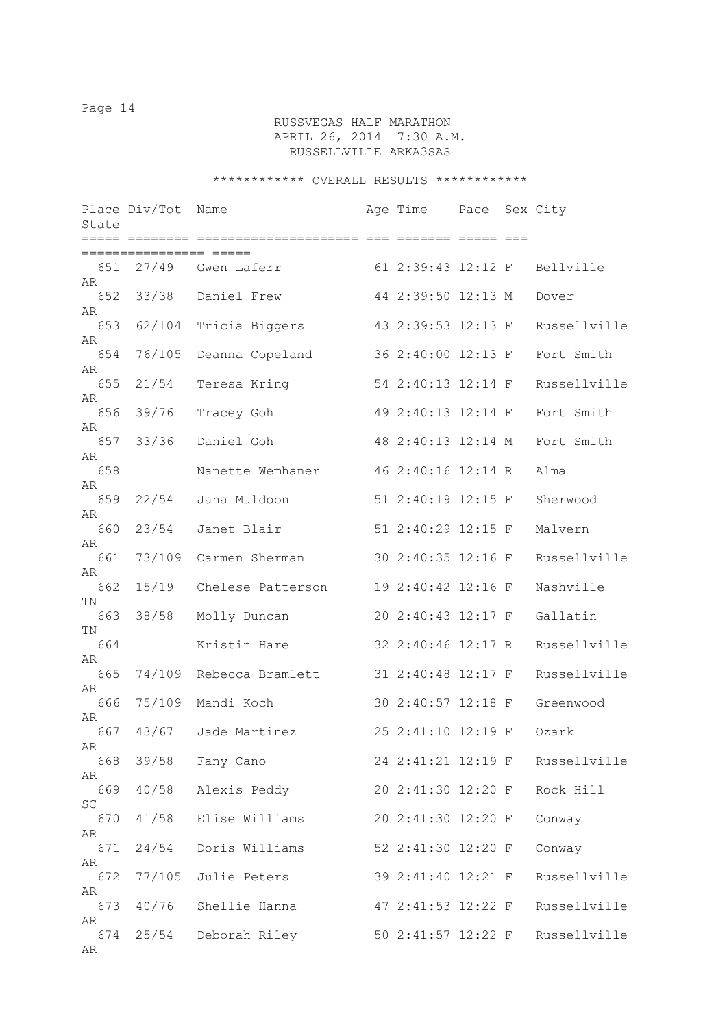RUSSVEGAS HALF MARATHON
APRIL 26, 2014 7:30 A.M.
RUSSELLVILLE ARKA3SAS

************ OVERALL RESULTS ************

| Place | Div/Tot | Name | Age | Time | Pace | Sex | City | State |
|---|---|---|---|---|---|---|---|---|
| 651 | 27/49 | Gwen Laferr | 61 | 2:39:43 | 12:12 | F | Bellville | AR |
| 652 | 33/38 | Daniel Frew | 44 | 2:39:50 | 12:13 | M | Dover | AR |
| 653 | 62/104 | Tricia Biggers | 43 | 2:39:53 | 12:13 | F | Russellville | AR |
| 654 | 76/105 | Deanna Copeland | 36 | 2:40:00 | 12:13 | F | Fort Smith | AR |
| 655 | 21/54 | Teresa Kring | 54 | 2:40:13 | 12:14 | F | Russellville | AR |
| 656 | 39/76 | Tracey Goh | 49 | 2:40:13 | 12:14 | F | Fort Smith | AR |
| 657 | 33/36 | Daniel Goh | 48 | 2:40:13 | 12:14 | M | Fort Smith | AR |
| 658 | | Nanette Wemhaner | 46 | 2:40:16 | 12:14 | R | Alma | AR |
| 659 | 22/54 | Jana Muldoon | 51 | 2:40:19 | 12:15 | F | Sherwood | AR |
| 660 | 23/54 | Janet Blair | 51 | 2:40:29 | 12:15 | F | Malvern | AR |
| 661 | 73/109 | Carmen Sherman | 30 | 2:40:35 | 12:16 | F | Russellville | AR |
| 662 | 15/19 | Chelese Patterson | 19 | 2:40:42 | 12:16 | F | Nashville | TN |
| 663 | 38/58 | Molly Duncan | 20 | 2:40:43 | 12:17 | F | Gallatin | TN |
| 664 | | Kristin Hare | 32 | 2:40:46 | 12:17 | R | Russellville | AR |
| 665 | 74/109 | Rebecca Bramlett | 31 | 2:40:48 | 12:17 | F | Russellville | AR |
| 666 | 75/109 | Mandi Koch | 30 | 2:40:57 | 12:18 | F | Greenwood | AR |
| 667 | 43/67 | Jade Martinez | 25 | 2:41:10 | 12:19 | F | Ozark | AR |
| 668 | 39/58 | Fany Cano | 24 | 2:41:21 | 12:19 | F | Russellville | AR |
| 669 | 40/58 | Alexis Peddy | 20 | 2:41:30 | 12:20 | F | Rock Hill | SC |
| 670 | 41/58 | Elise Williams | 20 | 2:41:30 | 12:20 | F | Conway | AR |
| 671 | 24/54 | Doris Williams | 52 | 2:41:30 | 12:20 | F | Conway | AR |
| 672 | 77/105 | Julie Peters | 39 | 2:41:40 | 12:21 | F | Russellville | AR |
| 673 | 40/76 | Shellie Hanna | 47 | 2:41:53 | 12:22 | F | Russellville | AR |
| 674 | 25/54 | Deborah Riley | 50 | 2:41:57 | 12:22 | F | Russellville | AR |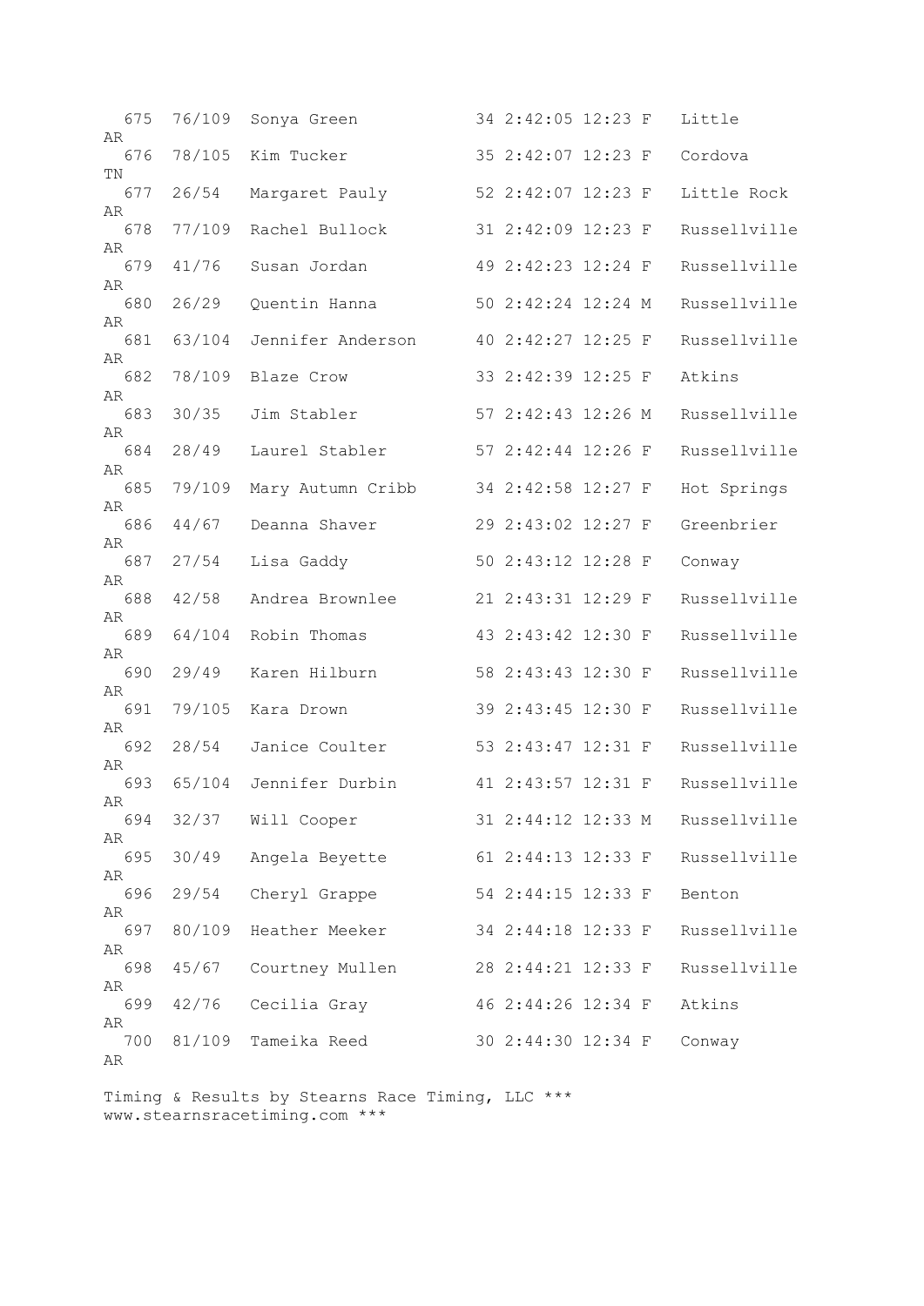```
  675  76/109  Sonya Green            34 2:42:05 12:23 F   Little
AR
  676  78/105  Kim Tucker             35 2:42:07 12:23 F   Cordova
TN
  677  26/54   Margaret Pauly         52 2:42:07 12:23 F   Little Rock
AR
  678  77/109  Rachel Bullock         31 2:42:09 12:23 F   Russellville
AR
  679  41/76   Susan Jordan           49 2:42:23 12:24 F   Russellville
AR
  680  26/29   Quentin Hanna          50 2:42:24 12:24 M   Russellville
AR
  681  63/104  Jennifer Anderson      40 2:42:27 12:25 F   Russellville
AR
  682  78/109  Blaze Crow             33 2:42:39 12:25 F   Atkins
AR
  683  30/35   Jim Stabler            57 2:42:43 12:26 M   Russellville
AR
  684  28/49   Laurel Stabler         57 2:42:44 12:26 F   Russellville
AR
  685  79/109  Mary Autumn Cribb      34 2:42:58 12:27 F   Hot Springs
AR
  686  44/67   Deanna Shaver          29 2:43:02 12:27 F   Greenbrier
AR
  687  27/54   Lisa Gaddy             50 2:43:12 12:28 F   Conway
AR
  688  42/58   Andrea Brownlee        21 2:43:31 12:29 F   Russellville
AR
  689  64/104  Robin Thomas           43 2:43:42 12:30 F   Russellville
AR
  690  29/49   Karen Hilburn          58 2:43:43 12:30 F   Russellville
AR
  691  79/105  Kara Drown             39 2:43:45 12:30 F   Russellville
AR
  692  28/54   Janice Coulter         53 2:43:47 12:31 F   Russellville
AR
  693  65/104  Jennifer Durbin        41 2:43:57 12:31 F   Russellville
AR
  694  32/37   Will Cooper            31 2:44:12 12:33 M   Russellville
AR
  695  30/49   Angela Beyette         61 2:44:13 12:33 F   Russellville
AR
  696  29/54   Cheryl Grappe          54 2:44:15 12:33 F   Benton
AR
  697  80/109  Heather Meeker         34 2:44:18 12:33 F   Russellville
AR
  698  45/67   Courtney Mullen        28 2:44:21 12:33 F   Russellville
AR
  699  42/76   Cecilia Gray           46 2:44:26 12:34 F   Atkins
AR
  700  81/109  Tameika Reed           30 2:44:30 12:34 F   Conway
AR
```

Timing & Results by Stearns Race Timing, LLC ***
www.stearnsracetiming.com ***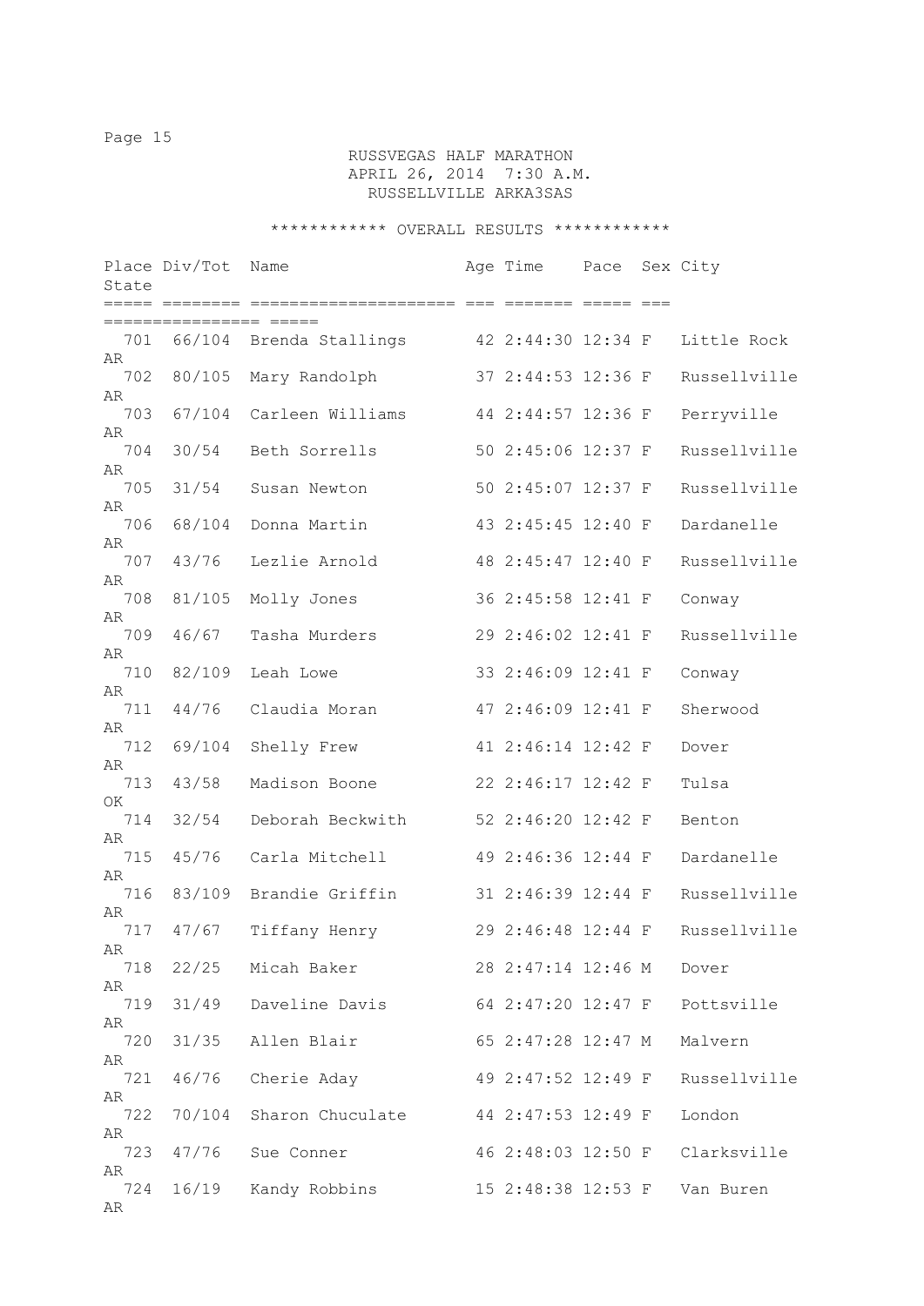# RUSSVEGAS HALF MARATHON

APRIL 26, 2014 7:30 A.M.

RUSSELLVILLE ARKA3SAS

************ OVERALL RESULTS ************

| Place | Div/Tot | Name | Age | Time | Pace | Sex | City | State |
|---|---|---|---|---|---|---|---|---|
| 701 | 66/104 | Brenda Stallings | 42 | 2:44:30 | 12:34 | F | Little Rock | AR |
| 702 | 80/105 | Mary Randolph | 37 | 2:44:53 | 12:36 | F | Russellville | AR |
| 703 | 67/104 | Carleen Williams | 44 | 2:44:57 | 12:36 | F | Perryville | AR |
| 704 | 30/54 | Beth Sorrells | 50 | 2:45:06 | 12:37 | F | Russellville | AR |
| 705 | 31/54 | Susan Newton | 50 | 2:45:07 | 12:37 | F | Russellville | AR |
| 706 | 68/104 | Donna Martin | 43 | 2:45:45 | 12:40 | F | Dardanelle | AR |
| 707 | 43/76 | Lezlie Arnold | 48 | 2:45:47 | 12:40 | F | Russellville | AR |
| 708 | 81/105 | Molly Jones | 36 | 2:45:58 | 12:41 | F | Conway | AR |
| 709 | 46/67 | Tasha Murders | 29 | 2:46:02 | 12:41 | F | Russellville | AR |
| 710 | 82/109 | Leah Lowe | 33 | 2:46:09 | 12:41 | F | Conway | AR |
| 711 | 44/76 | Claudia Moran | 47 | 2:46:09 | 12:41 | F | Sherwood | AR |
| 712 | 69/104 | Shelly Frew | 41 | 2:46:14 | 12:42 | F | Dover | AR |
| 713 | 43/58 | Madison Boone | 22 | 2:46:17 | 12:42 | F | Tulsa | OK |
| 714 | 32/54 | Deborah Beckwith | 52 | 2:46:20 | 12:42 | F | Benton | AR |
| 715 | 45/76 | Carla Mitchell | 49 | 2:46:36 | 12:44 | F | Dardanelle | AR |
| 716 | 83/109 | Brandie Griffin | 31 | 2:46:39 | 12:44 | F | Russellville | AR |
| 717 | 47/67 | Tiffany Henry | 29 | 2:46:48 | 12:44 | F | Russellville | AR |
| 718 | 22/25 | Micah Baker | 28 | 2:47:14 | 12:46 | M | Dover | AR |
| 719 | 31/49 | Daveline Davis | 64 | 2:47:20 | 12:47 | F | Pottsville | AR |
| 720 | 31/35 | Allen Blair | 65 | 2:47:28 | 12:47 | M | Malvern | AR |
| 721 | 46/76 | Cherie Aday | 49 | 2:47:52 | 12:49 | F | Russellville | AR |
| 722 | 70/104 | Sharon Chuculate | 44 | 2:47:53 | 12:49 | F | London | AR |
| 723 | 47/76 | Sue Conner | 46 | 2:48:03 | 12:50 | F | Clarksville | AR |
| 724 | 16/19 | Kandy Robbins | 15 | 2:48:38 | 12:53 | F | Van Buren | AR |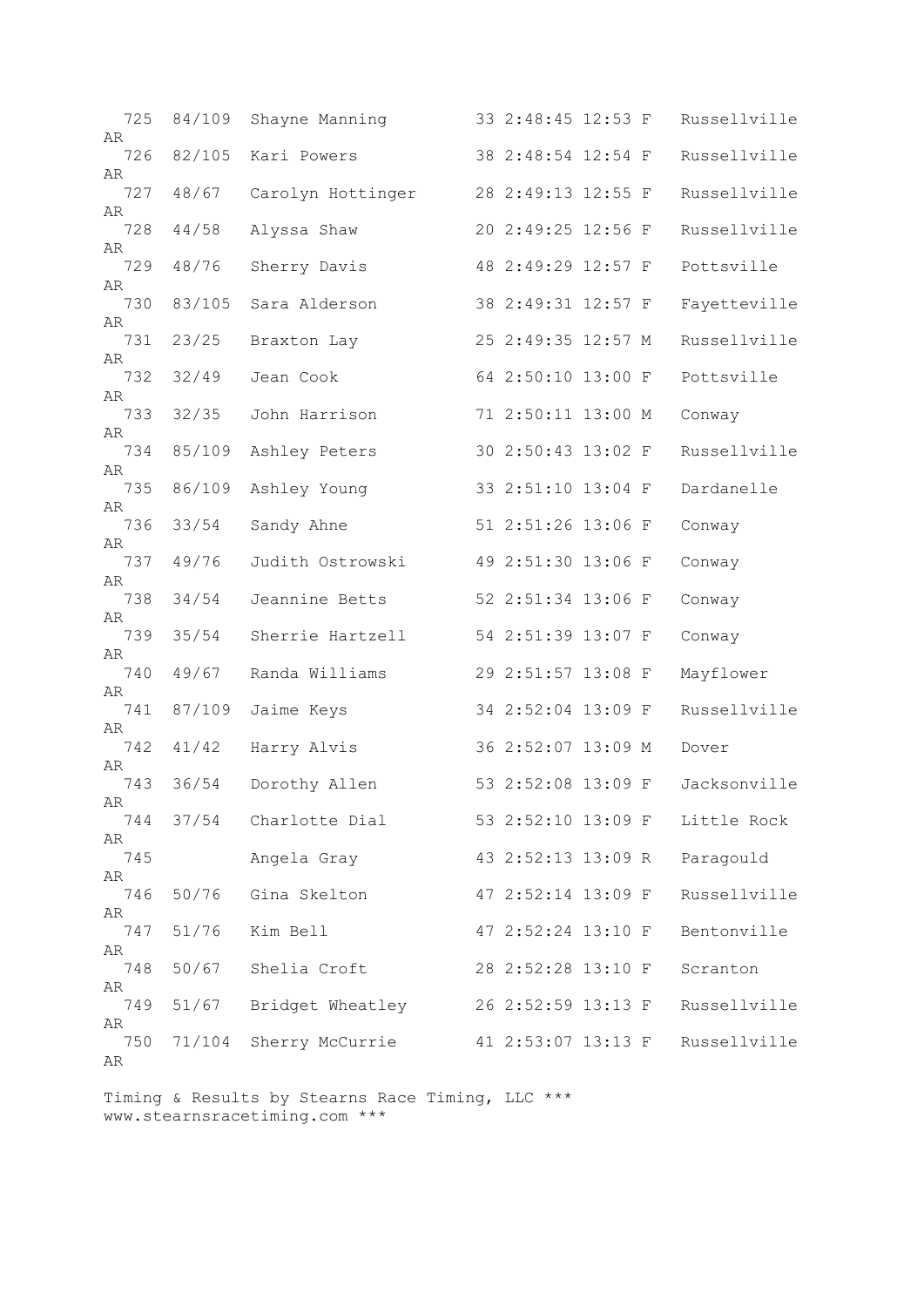```
  725  84/109  Shayne Manning        33 2:48:45 12:53 F   Russellville
AR
  726  82/105  Kari Powers           38 2:48:54 12:54 F   Russellville
AR
  727  48/67   Carolyn Hottinger     28 2:49:13 12:55 F   Russellville
AR
  728  44/58   Alyssa Shaw           20 2:49:25 12:56 F   Russellville
AR
  729  48/76   Sherry Davis          48 2:49:29 12:57 F   Pottsville
AR
  730  83/105  Sara Alderson         38 2:49:31 12:57 F   Fayetteville
AR
  731  23/25   Braxton Lay           25 2:49:35 12:57 M   Russellville
AR
  732  32/49   Jean Cook             64 2:50:10 13:00 F   Pottsville
AR
  733  32/35   John Harrison         71 2:50:11 13:00 M   Conway
AR
  734  85/109  Ashley Peters         30 2:50:43 13:02 F   Russellville
AR
  735  86/109  Ashley Young          33 2:51:10 13:04 F   Dardanelle
AR
  736  33/54   Sandy Ahne            51 2:51:26 13:06 F   Conway
AR
  737  49/76   Judith Ostrowski      49 2:51:30 13:06 F   Conway
AR
  738  34/54   Jeannine Betts        52 2:51:34 13:06 F   Conway
AR
  739  35/54   Sherrie Hartzell      54 2:51:39 13:07 F   Conway
AR
  740  49/67   Randa Williams        29 2:51:57 13:08 F   Mayflower
AR
  741  87/109  Jaime Keys            34 2:52:04 13:09 F   Russellville
AR
  742  41/42   Harry Alvis           36 2:52:07 13:09 M   Dover
AR
  743  36/54   Dorothy Allen         53 2:52:08 13:09 F   Jacksonville
AR
  744  37/54   Charlotte Dial        53 2:52:10 13:09 F   Little Rock
AR
  745          Angela Gray           43 2:52:13 13:09 R   Paragould
AR
  746  50/76   Gina Skelton          47 2:52:14 13:09 F   Russellville
AR
  747  51/76   Kim Bell              47 2:52:24 13:10 F   Bentonville
AR
  748  50/67   Shelia Croft          28 2:52:28 13:10 F   Scranton
AR
  749  51/67   Bridget Wheatley      26 2:52:59 13:13 F   Russellville
AR
  750  71/104  Sherry McCurrie       41 2:53:07 13:13 F   Russellville
AR
```

Timing & Results by Stearns Race Timing, LLC ***
www.stearnsracetiming.com ***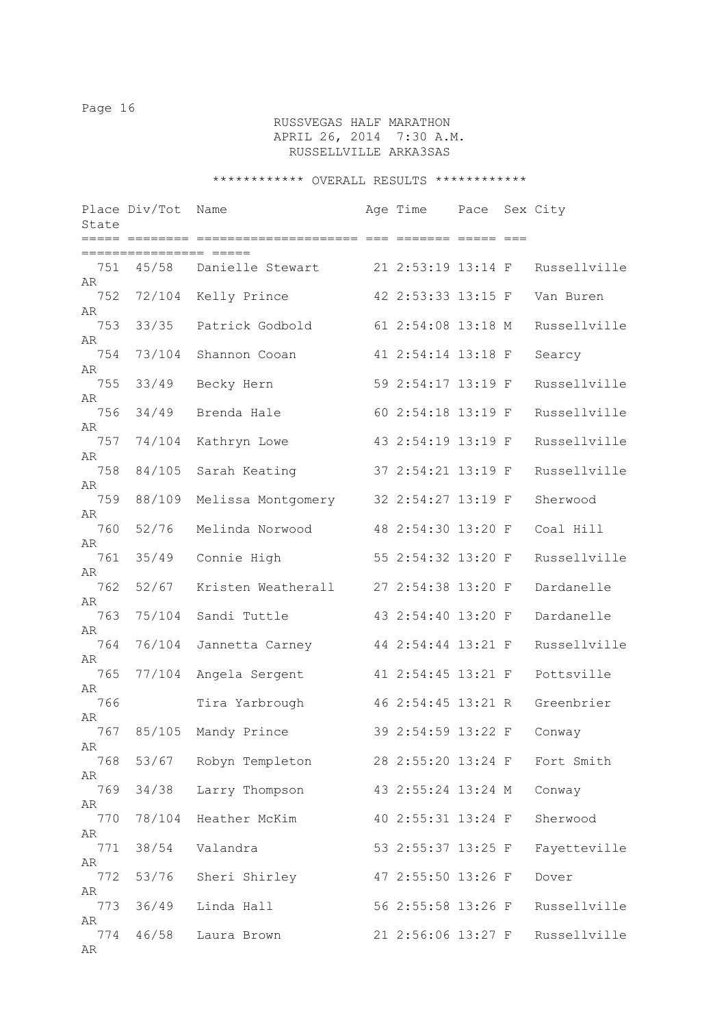RUSSVEGAS HALF MARATHON
APRIL 26, 2014 7:30 A.M.
RUSSELLVILLE ARKA3SAS

************ OVERALL RESULTS ************

| Place | Div/Tot | Name | Age | Time | Pace | Sex | City | State |
|---|---|---|---|---|---|---|---|---|
| 751 | 45/58 | Danielle Stewart | 21 | 2:53:19 | 13:14 | F | Russellville | AR |
| 752 | 72/104 | Kelly Prince | 42 | 2:53:33 | 13:15 | F | Van Buren | AR |
| 753 | 33/35 | Patrick Godbold | 61 | 2:54:08 | 13:18 | M | Russellville | AR |
| 754 | 73/104 | Shannon Cooan | 41 | 2:54:14 | 13:18 | F | Searcy | AR |
| 755 | 33/49 | Becky Hern | 59 | 2:54:17 | 13:19 | F | Russellville | AR |
| 756 | 34/49 | Brenda Hale | 60 | 2:54:18 | 13:19 | F | Russellville | AR |
| 757 | 74/104 | Kathryn Lowe | 43 | 2:54:19 | 13:19 | F | Russellville | AR |
| 758 | 84/105 | Sarah Keating | 37 | 2:54:21 | 13:19 | F | Russellville | AR |
| 759 | 88/109 | Melissa Montgomery | 32 | 2:54:27 | 13:19 | F | Sherwood | AR |
| 760 | 52/76 | Melinda Norwood | 48 | 2:54:30 | 13:20 | F | Coal Hill | AR |
| 761 | 35/49 | Connie High | 55 | 2:54:32 | 13:20 | F | Russellville | AR |
| 762 | 52/67 | Kristen Weatherall | 27 | 2:54:38 | 13:20 | F | Dardanelle | AR |
| 763 | 75/104 | Sandi Tuttle | 43 | 2:54:40 | 13:20 | F | Dardanelle | AR |
| 764 | 76/104 | Jannetta Carney | 44 | 2:54:44 | 13:21 | F | Russellville | AR |
| 765 | 77/104 | Angela Sergent | 41 | 2:54:45 | 13:21 | F | Pottsville | AR |
| 766 | | Tira Yarbrough | 46 | 2:54:45 | 13:21 | R | Greenbrier | AR |
| 767 | 85/105 | Mandy Prince | 39 | 2:54:59 | 13:22 | F | Conway | AR |
| 768 | 53/67 | Robyn Templeton | 28 | 2:55:20 | 13:24 | F | Fort Smith | AR |
| 769 | 34/38 | Larry Thompson | 43 | 2:55:24 | 13:24 | M | Conway | AR |
| 770 | 78/104 | Heather McKim | 40 | 2:55:31 | 13:24 | F | Sherwood | AR |
| 771 | 38/54 | Valandra | 53 | 2:55:37 | 13:25 | F | Fayetteville | AR |
| 772 | 53/76 | Sheri Shirley | 47 | 2:55:50 | 13:26 | F | Dover | AR |
| 773 | 36/49 | Linda Hall | 56 | 2:55:58 | 13:26 | F | Russellville | AR |
| 774 | 46/58 | Laura Brown | 21 | 2:56:06 | 13:27 | F | Russellville | AR |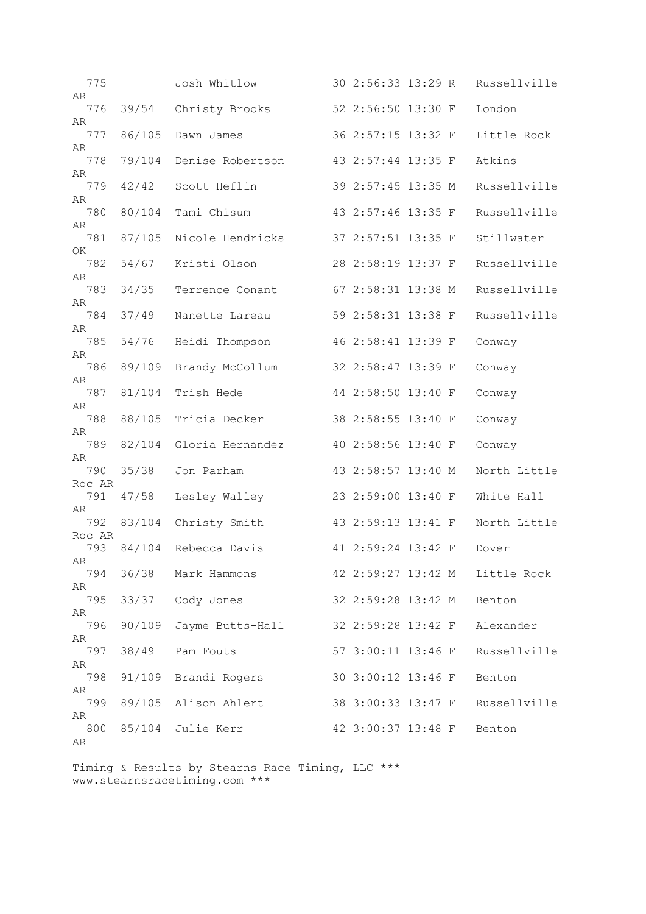```
  775          Josh Whitlow          30 2:56:33 13:29 R   Russellville 
AR
  776   39/54   Christy Brooks        52 2:56:50 13:30 F   London 
AR
  777   86/105  Dawn James            36 2:57:15 13:32 F   Little Rock 
AR
  778   79/104  Denise Robertson      43 2:57:44 13:35 F   Atkins 
AR
  779   42/42   Scott Heflin          39 2:57:45 13:35 M   Russellville 
AR
  780   80/104  Tami Chisum           43 2:57:46 13:35 F   Russellville 
AR
  781   87/105  Nicole Hendricks      37 2:57:51 13:35 F   Stillwater 
OK
  782   54/67   Kristi Olson          28 2:58:19 13:37 F   Russellville 
AR
  783   34/35   Terrence Conant       67 2:58:31 13:38 M   Russellville 
AR
  784   37/49   Nanette Lareau        59 2:58:31 13:38 F   Russellville 
AR
  785   54/76   Heidi Thompson        46 2:58:41 13:39 F   Conway 
AR
  786   89/109  Brandy McCollum       32 2:58:47 13:39 F   Conway 
AR
  787   81/104  Trish Hede            44 2:58:50 13:40 F   Conway 
AR
  788   88/105  Tricia Decker         38 2:58:55 13:40 F   Conway 
AR
  789   82/104  Gloria Hernandez      40 2:58:56 13:40 F   Conway 
AR
  790   35/38   Jon Parham            43 2:58:57 13:40 M   North Little 
Roc AR
  791   47/58   Lesley Walley         23 2:59:00 13:40 F   White Hall 
AR
  792   83/104  Christy Smith         43 2:59:13 13:41 F   North Little 
Roc AR
  793   84/104  Rebecca Davis         41 2:59:24 13:42 F   Dover 
AR
  794   36/38   Mark Hammons          42 2:59:27 13:42 M   Little Rock 
AR
  795   33/37   Cody Jones            32 2:59:28 13:42 M   Benton 
AR
  796   90/109  Jayme Butts-Hall      32 2:59:28 13:42 F   Alexander 
AR
  797   38/49   Pam Fouts             57 3:00:11 13:46 F   Russellville 
AR
  798   91/109  Brandi Rogers         30 3:00:12 13:46 F   Benton 
AR
  799   89/105  Alison Ahlert         38 3:00:33 13:47 F   Russellville 
AR
  800   85/104  Julie Kerr            42 3:00:37 13:48 F   Benton 
AR
```

Timing & Results by Stearns Race Timing, LLC ***
www.stearnsracetiming.com ***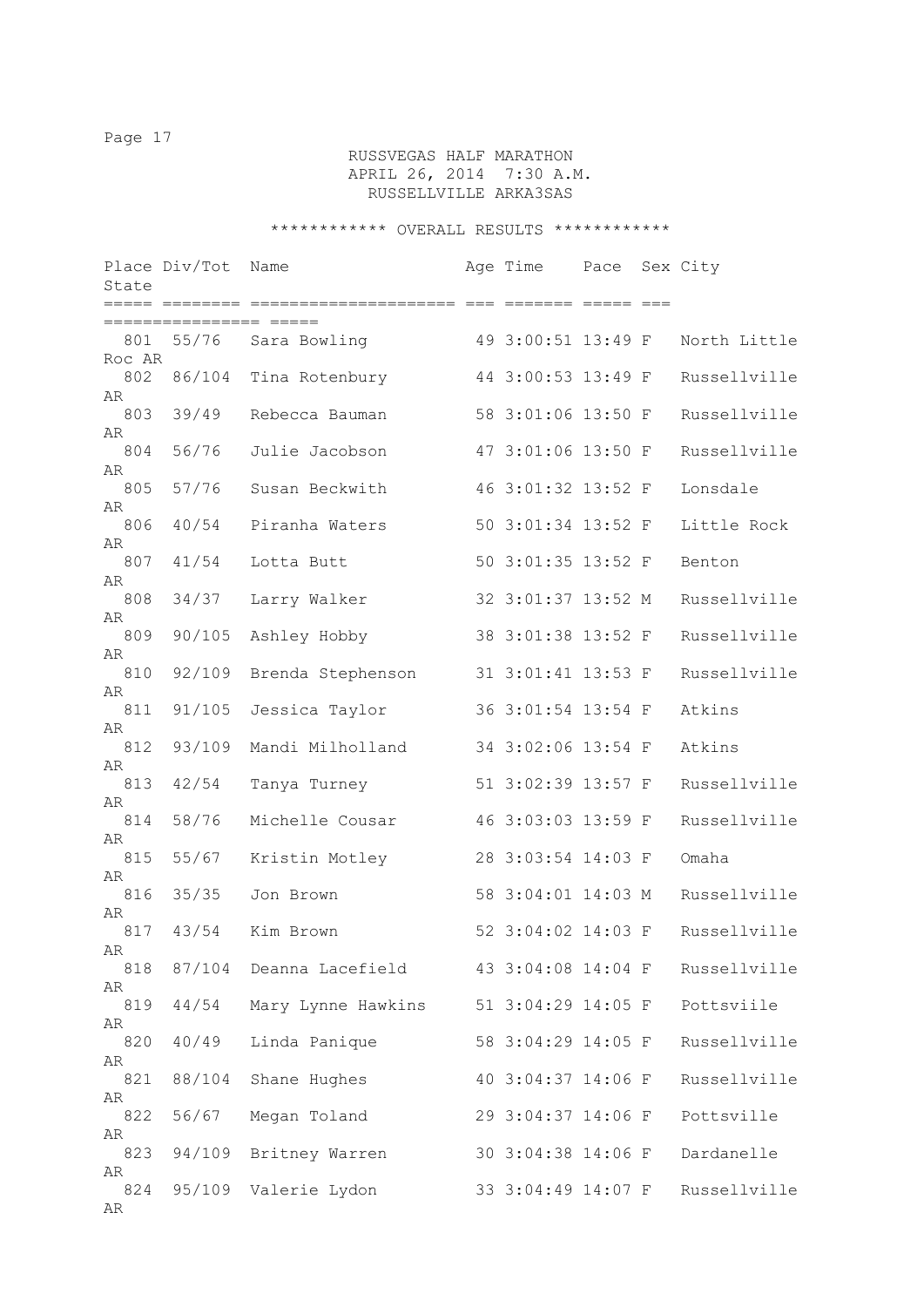RUSSVEGAS HALF MARATHON
APRIL 26, 2014 7:30 A.M.
RUSSELLVILLE ARKA3SAS

************ OVERALL RESULTS ************

| Place | Div/Tot | Name | Age | Time | Pace | Sex | City | State |
|---|---|---|---|---|---|---|---|---|
| 801 | 55/76 | Sara Bowling | 49 | 3:00:51 | 13:49 | F | North Little Roc | AR |
| 802 | 86/104 | Tina Rotenbury | 44 | 3:00:53 | 13:49 | F | Russellville | AR |
| 803 | 39/49 | Rebecca Bauman | 58 | 3:01:06 | 13:50 | F | Russellville | AR |
| 804 | 56/76 | Julie Jacobson | 47 | 3:01:06 | 13:50 | F | Russellville | AR |
| 805 | 57/76 | Susan Beckwith | 46 | 3:01:32 | 13:52 | F | Lonsdale | AR |
| 806 | 40/54 | Piranha Waters | 50 | 3:01:34 | 13:52 | F | Little Rock | AR |
| 807 | 41/54 | Lotta Butt | 50 | 3:01:35 | 13:52 | F | Benton | AR |
| 808 | 34/37 | Larry Walker | 32 | 3:01:37 | 13:52 | M | Russellville | AR |
| 809 | 90/105 | Ashley Hobby | 38 | 3:01:38 | 13:52 | F | Russellville | AR |
| 810 | 92/109 | Brenda Stephenson | 31 | 3:01:41 | 13:53 | F | Russellville | AR |
| 811 | 91/105 | Jessica Taylor | 36 | 3:01:54 | 13:54 | F | Atkins | AR |
| 812 | 93/109 | Mandi Milholland | 34 | 3:02:06 | 13:54 | F | Atkins | AR |
| 813 | 42/54 | Tanya Turney | 51 | 3:02:39 | 13:57 | F | Russellville | AR |
| 814 | 58/76 | Michelle Cousar | 46 | 3:03:03 | 13:59 | F | Russellville | AR |
| 815 | 55/67 | Kristin Motley | 28 | 3:03:54 | 14:03 | F | Omaha | AR |
| 816 | 35/35 | Jon Brown | 58 | 3:04:01 | 14:03 | M | Russellville | AR |
| 817 | 43/54 | Kim Brown | 52 | 3:04:02 | 14:03 | F | Russellville | AR |
| 818 | 87/104 | Deanna Lacefield | 43 | 3:04:08 | 14:04 | F | Russellville | AR |
| 819 | 44/54 | Mary Lynne Hawkins | 51 | 3:04:29 | 14:05 | F | Pottsviile | AR |
| 820 | 40/49 | Linda Panique | 58 | 3:04:29 | 14:05 | F | Russellville | AR |
| 821 | 88/104 | Shane Hughes | 40 | 3:04:37 | 14:06 | F | Russellville | AR |
| 822 | 56/67 | Megan Toland | 29 | 3:04:37 | 14:06 | F | Pottsville | AR |
| 823 | 94/109 | Britney Warren | 30 | 3:04:38 | 14:06 | F | Dardanelle | AR |
| 824 | 95/109 | Valerie Lydon | 33 | 3:04:49 | 14:07 | F | Russellville | AR |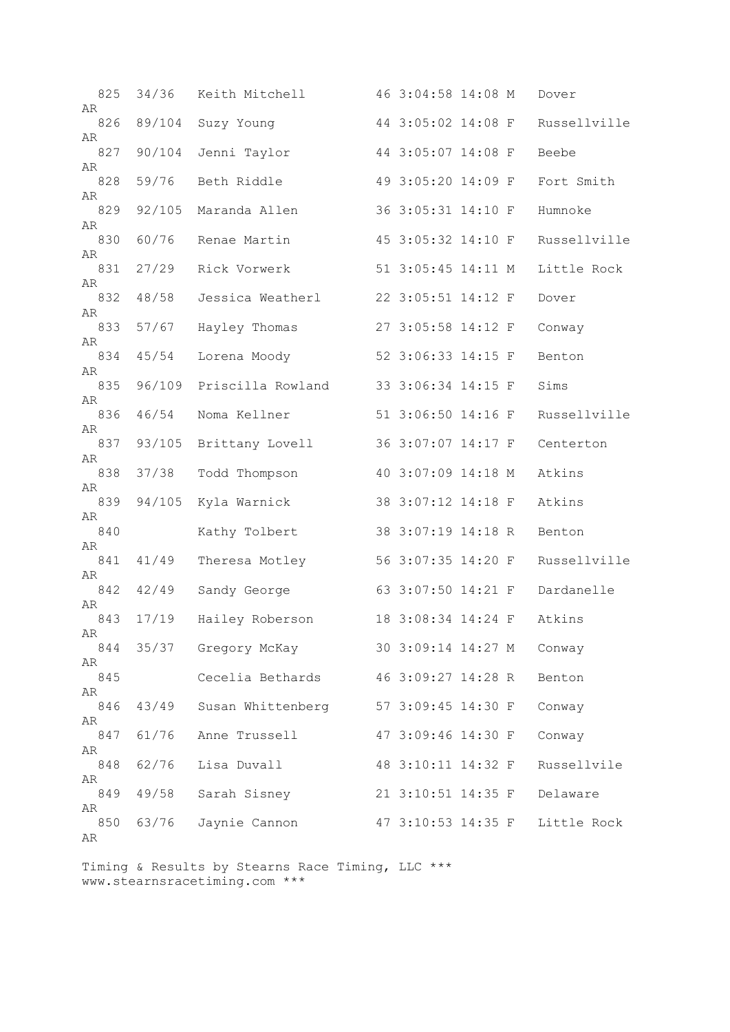```
  825  34/36   Keith Mitchell         46 3:04:58 14:08 M   Dover
AR
  826  89/104  Suzy Young             44 3:05:02 14:08 F   Russellville
AR
  827  90/104  Jenni Taylor           44 3:05:07 14:08 F   Beebe
AR
  828  59/76   Beth Riddle            49 3:05:20 14:09 F   Fort Smith
AR
  829  92/105  Maranda Allen          36 3:05:31 14:10 F   Humnoke
AR
  830  60/76   Renae Martin           45 3:05:32 14:10 F   Russellville
AR
  831  27/29   Rick Vorwerk           51 3:05:45 14:11 M   Little Rock
AR
  832  48/58   Jessica Weatherl       22 3:05:51 14:12 F   Dover
AR
  833  57/67   Hayley Thomas          27 3:05:58 14:12 F   Conway
AR
  834  45/54   Lorena Moody           52 3:06:33 14:15 F   Benton
AR
  835  96/109  Priscilla Rowland      33 3:06:34 14:15 F   Sims
AR
  836  46/54   Noma Kellner           51 3:06:50 14:16 F   Russellville
AR
  837  93/105  Brittany Lovell        36 3:07:07 14:17 F   Centerton
AR
  838  37/38   Todd Thompson          40 3:07:09 14:18 M   Atkins
AR
  839  94/105  Kyla Warnick           38 3:07:12 14:18 F   Atkins
AR
  840          Kathy Tolbert          38 3:07:19 14:18 R   Benton
AR
  841  41/49   Theresa Motley         56 3:07:35 14:20 F   Russellville
AR
  842  42/49   Sandy George           63 3:07:50 14:21 F   Dardanelle
AR
  843  17/19   Hailey Roberson        18 3:08:34 14:24 F   Atkins
AR
  844  35/37   Gregory McKay          30 3:09:14 14:27 M   Conway
AR
  845          Cecelia Bethards       46 3:09:27 14:28 R   Benton
AR
  846  43/49   Susan Whittenberg      57 3:09:45 14:30 F   Conway
AR
  847  61/76   Anne Trussell          47 3:09:46 14:30 F   Conway
AR
  848  62/76   Lisa Duvall            48 3:10:11 14:32 F   Russellvile
AR
  849  49/58   Sarah Sisney           21 3:10:51 14:35 F   Delaware
AR
  850  63/76   Jaynie Cannon          47 3:10:53 14:35 F   Little Rock
AR
```

Timing & Results by Stearns Race Timing, LLC ***
www.stearnsracetiming.com ***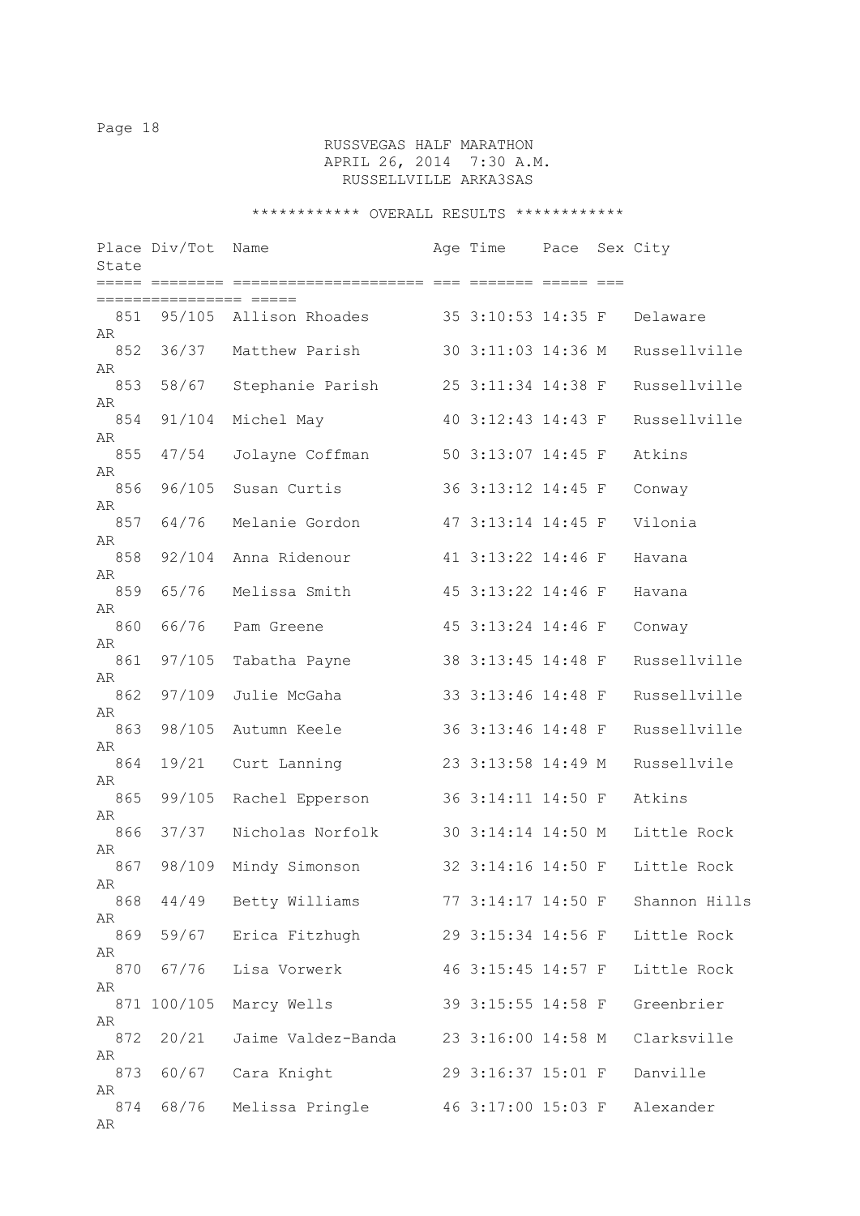RUSSVEGAS HALF MARATHON
APRIL 26, 2014 7:30 A.M.
RUSSELLVILLE ARKA3SAS

************ OVERALL RESULTS ************

| Place | Div/Tot | Name | Age | Time | Pace | Sex | City | State |
|---|---|---|---|---|---|---|---|---|
| 851 | 95/105 | Allison Rhoades | 35 | 3:10:53 | 14:35 | F | Delaware | AR |
| 852 | 36/37 | Matthew Parish | 30 | 3:11:03 | 14:36 | M | Russellville | AR |
| 853 | 58/67 | Stephanie Parish | 25 | 3:11:34 | 14:38 | F | Russellville | AR |
| 854 | 91/104 | Michel May | 40 | 3:12:43 | 14:43 | F | Russellville | AR |
| 855 | 47/54 | Jolayne Coffman | 50 | 3:13:07 | 14:45 | F | Atkins | AR |
| 856 | 96/105 | Susan Curtis | 36 | 3:13:12 | 14:45 | F | Conway | AR |
| 857 | 64/76 | Melanie Gordon | 47 | 3:13:14 | 14:45 | F | Vilonia | AR |
| 858 | 92/104 | Anna Ridenour | 41 | 3:13:22 | 14:46 | F | Havana | AR |
| 859 | 65/76 | Melissa Smith | 45 | 3:13:22 | 14:46 | F | Havana | AR |
| 860 | 66/76 | Pam Greene | 45 | 3:13:24 | 14:46 | F | Conway | AR |
| 861 | 97/105 | Tabatha Payne | 38 | 3:13:45 | 14:48 | F | Russellville | AR |
| 862 | 97/109 | Julie McGaha | 33 | 3:13:46 | 14:48 | F | Russellville | AR |
| 863 | 98/105 | Autumn Keele | 36 | 3:13:46 | 14:48 | F | Russellville | AR |
| 864 | 19/21 | Curt Lanning | 23 | 3:13:58 | 14:49 | M | Russellvile | AR |
| 865 | 99/105 | Rachel Epperson | 36 | 3:14:11 | 14:50 | F | Atkins | AR |
| 866 | 37/37 | Nicholas Norfolk | 30 | 3:14:14 | 14:50 | M | Little Rock | AR |
| 867 | 98/109 | Mindy Simonson | 32 | 3:14:16 | 14:50 | F | Little Rock | AR |
| 868 | 44/49 | Betty Williams | 77 | 3:14:17 | 14:50 | F | Shannon Hills | AR |
| 869 | 59/67 | Erica Fitzhugh | 29 | 3:15:34 | 14:56 | F | Little Rock | AR |
| 870 | 67/76 | Lisa Vorwerk | 46 | 3:15:45 | 14:57 | F | Little Rock | AR |
| 871 | 100/105 | Marcy Wells | 39 | 3:15:55 | 14:58 | F | Greenbrier | AR |
| 872 | 20/21 | Jaime Valdez-Banda | 23 | 3:16:00 | 14:58 | M | Clarksville | AR |
| 873 | 60/67 | Cara Knight | 29 | 3:16:37 | 15:01 | F | Danville | AR |
| 874 | 68/76 | Melissa Pringle | 46 | 3:17:00 | 15:03 | F | Alexander | AR |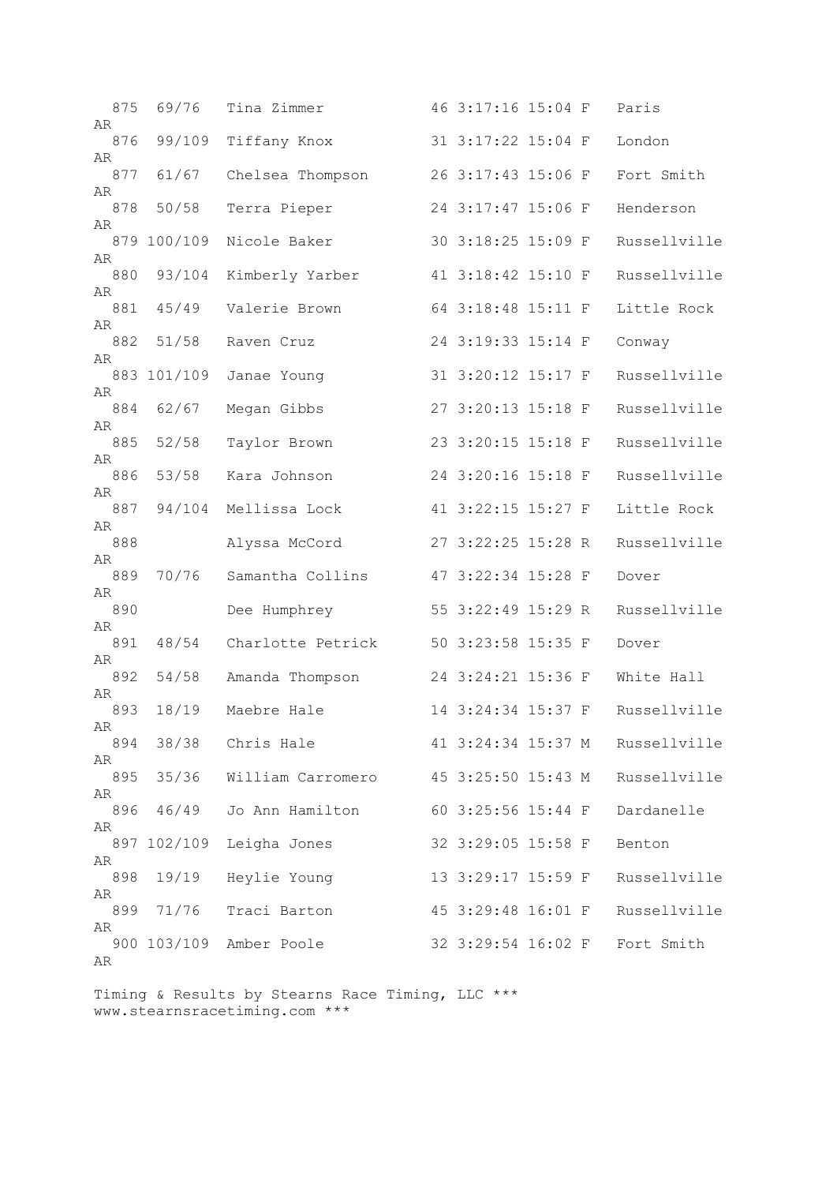```
  875  69/76   Tina Zimmer           46 3:17:16 15:04 F   Paris
AR
  876  99/109  Tiffany Knox          31 3:17:22 15:04 F   London
AR
  877  61/67   Chelsea Thompson      26 3:17:43 15:06 F   Fort Smith
AR
  878  50/58   Terra Pieper          24 3:17:47 15:06 F   Henderson
AR
  879 100/109  Nicole Baker          30 3:18:25 15:09 F   Russellville
AR
  880  93/104  Kimberly Yarber       41 3:18:42 15:10 F   Russellville
AR
  881  45/49   Valerie Brown         64 3:18:48 15:11 F   Little Rock
AR
  882  51/58   Raven Cruz            24 3:19:33 15:14 F   Conway
AR
  883 101/109  Janae Young           31 3:20:12 15:17 F   Russellville
AR
  884  62/67   Megan Gibbs           27 3:20:13 15:18 F   Russellville
AR
  885  52/58   Taylor Brown          23 3:20:15 15:18 F   Russellville
AR
  886  53/58   Kara Johnson          24 3:20:16 15:18 F   Russellville
AR
  887  94/104  Mellissa Lock         41 3:22:15 15:27 F   Little Rock
AR
  888          Alyssa McCord         27 3:22:25 15:28 R   Russellville
AR
  889  70/76   Samantha Collins      47 3:22:34 15:28 F   Dover
AR
  890          Dee Humphrey          55 3:22:49 15:29 R   Russellville
AR
  891  48/54   Charlotte Petrick     50 3:23:58 15:35 F   Dover
AR
  892  54/58   Amanda Thompson       24 3:24:21 15:36 F   White Hall
AR
  893  18/19   Maebre Hale           14 3:24:34 15:37 F   Russellville
AR
  894  38/38   Chris Hale            41 3:24:34 15:37 M   Russellville
AR
  895  35/36   William Carromero     45 3:25:50 15:43 M   Russellville
AR
  896  46/49   Jo Ann Hamilton       60 3:25:56 15:44 F   Dardanelle
AR
  897 102/109  Leigha Jones          32 3:29:05 15:58 F   Benton
AR
  898  19/19   Heylie Young          13 3:29:17 15:59 F   Russellville
AR
  899  71/76   Traci Barton          45 3:29:48 16:01 F   Russellville
AR
  900 103/109  Amber Poole           32 3:29:54 16:02 F   Fort Smith
AR
```

Timing & Results by Stearns Race Timing, LLC ***
www.stearnsracetiming.com ***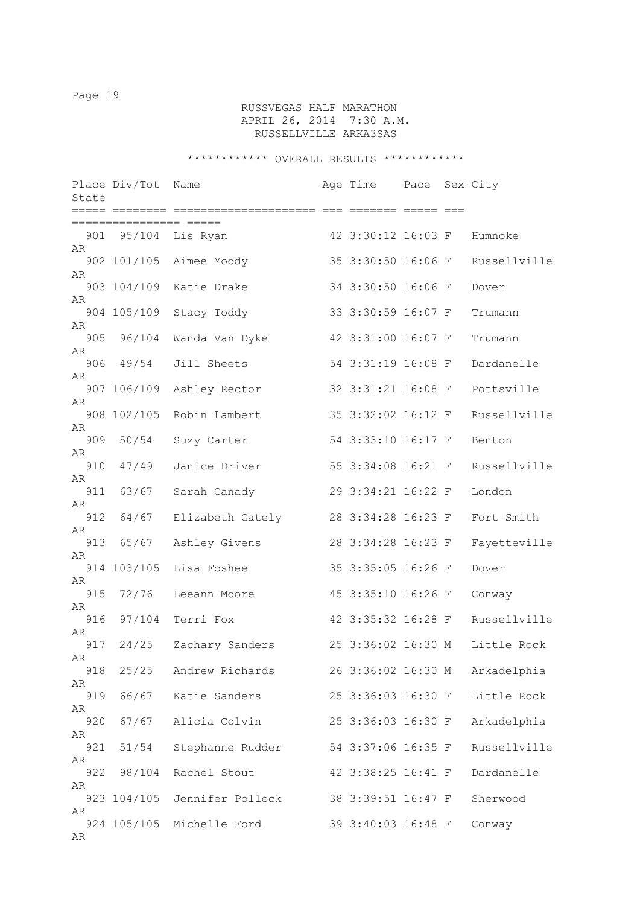RUSSVEGAS HALF MARATHON
APRIL 26, 2014 7:30 A.M.
RUSSELLVILLE ARKA3SAS

************ OVERALL RESULTS ************

| Place | Div/Tot | Name | Age | Time | Pace | Sex | City | State |
|---|---|---|---|---|---|---|---|---|
| 901 | 95/104 | Lis Ryan | 42 | 3:30:12 | 16:03 | F | Humnoke | AR |
| 902 | 101/105 | Aimee Moody | 35 | 3:30:50 | 16:06 | F | Russellville | AR |
| 903 | 104/109 | Katie Drake | 34 | 3:30:50 | 16:06 | F | Dover | AR |
| 904 | 105/109 | Stacy Toddy | 33 | 3:30:59 | 16:07 | F | Trumann | AR |
| 905 | 96/104 | Wanda Van Dyke | 42 | 3:31:00 | 16:07 | F | Trumann | AR |
| 906 | 49/54 | Jill Sheets | 54 | 3:31:19 | 16:08 | F | Dardanelle | AR |
| 907 | 106/109 | Ashley Rector | 32 | 3:31:21 | 16:08 | F | Pottsville | AR |
| 908 | 102/105 | Robin Lambert | 35 | 3:32:02 | 16:12 | F | Russellville | AR |
| 909 | 50/54 | Suzy Carter | 54 | 3:33:10 | 16:17 | F | Benton | AR |
| 910 | 47/49 | Janice Driver | 55 | 3:34:08 | 16:21 | F | Russellville | AR |
| 911 | 63/67 | Sarah Canady | 29 | 3:34:21 | 16:22 | F | London | AR |
| 912 | 64/67 | Elizabeth Gately | 28 | 3:34:28 | 16:23 | F | Fort Smith | AR |
| 913 | 65/67 | Ashley Givens | 28 | 3:34:28 | 16:23 | F | Fayetteville | AR |
| 914 | 103/105 | Lisa Foshee | 35 | 3:35:05 | 16:26 | F | Dover | AR |
| 915 | 72/76 | Leeann Moore | 45 | 3:35:10 | 16:26 | F | Conway | AR |
| 916 | 97/104 | Terri Fox | 42 | 3:35:32 | 16:28 | F | Russellville | AR |
| 917 | 24/25 | Zachary Sanders | 25 | 3:36:02 | 16:30 | M | Little Rock | AR |
| 918 | 25/25 | Andrew Richards | 26 | 3:36:02 | 16:30 | M | Arkadelphia | AR |
| 919 | 66/67 | Katie Sanders | 25 | 3:36:03 | 16:30 | F | Little Rock | AR |
| 920 | 67/67 | Alicia Colvin | 25 | 3:36:03 | 16:30 | F | Arkadelphia | AR |
| 921 | 51/54 | Stephanne Rudder | 54 | 3:37:06 | 16:35 | F | Russellville | AR |
| 922 | 98/104 | Rachel Stout | 42 | 3:38:25 | 16:41 | F | Dardanelle | AR |
| 923 | 104/105 | Jennifer Pollock | 38 | 3:39:51 | 16:47 | F | Sherwood | AR |
| 924 | 105/105 | Michelle Ford | 39 | 3:40:03 | 16:48 | F | Conway | AR |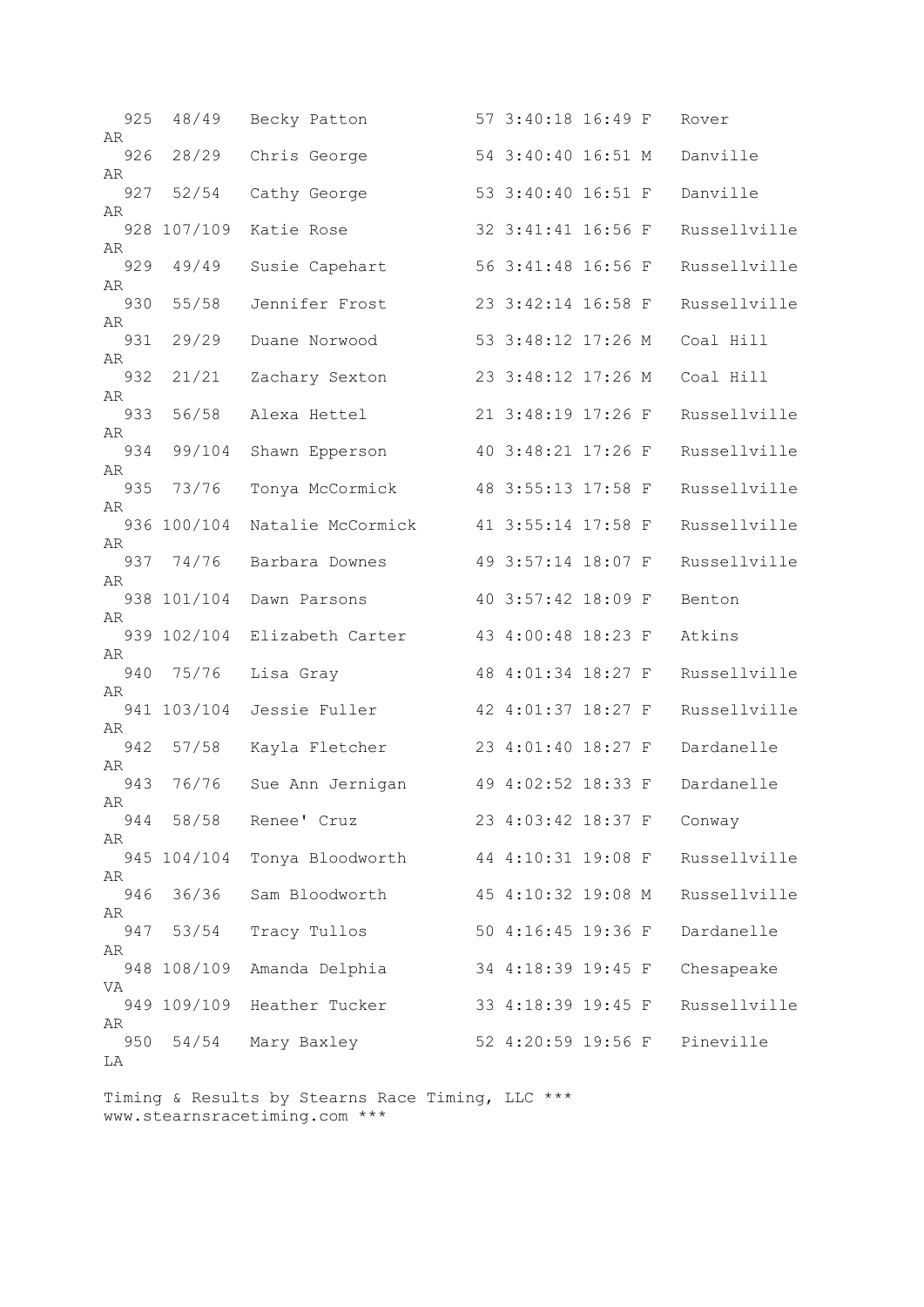```
  925  48/49   Becky Patton          57 3:40:18 16:49 F   Rover
AR
  926  28/29   Chris George          54 3:40:40 16:51 M   Danville
AR
  927  52/54   Cathy George          53 3:40:40 16:51 F   Danville
AR
  928 107/109  Katie Rose            32 3:41:41 16:56 F   Russellville
AR
  929  49/49   Susie Capehart        56 3:41:48 16:56 F   Russellville
AR
  930  55/58   Jennifer Frost        23 3:42:14 16:58 F   Russellville
AR
  931  29/29   Duane Norwood         53 3:48:12 17:26 M   Coal Hill
AR
  932  21/21   Zachary Sexton        23 3:48:12 17:26 M   Coal Hill
AR
  933  56/58   Alexa Hettel          21 3:48:19 17:26 F   Russellville
AR
  934  99/104  Shawn Epperson        40 3:48:21 17:26 F   Russellville
AR
  935  73/76   Tonya McCormick       48 3:55:13 17:58 F   Russellville
AR
  936 100/104  Natalie McCormick     41 3:55:14 17:58 F   Russellville
AR
  937  74/76   Barbara Downes        49 3:57:14 18:07 F   Russellville
AR
  938 101/104  Dawn Parsons          40 3:57:42 18:09 F   Benton
AR
  939 102/104  Elizabeth Carter      43 4:00:48 18:23 F   Atkins
AR
  940  75/76   Lisa Gray             48 4:01:34 18:27 F   Russellville
AR
  941 103/104  Jessie Fuller         42 4:01:37 18:27 F   Russellville
AR
  942  57/58   Kayla Fletcher        23 4:01:40 18:27 F   Dardanelle
AR
  943  76/76   Sue Ann Jernigan      49 4:02:52 18:33 F   Dardanelle
AR
  944  58/58   Renee' Cruz           23 4:03:42 18:37 F   Conway
AR
  945 104/104  Tonya Bloodworth      44 4:10:31 19:08 F   Russellville
AR
  946  36/36   Sam Bloodworth        45 4:10:32 19:08 M   Russellville
AR
  947  53/54   Tracy Tullos          50 4:16:45 19:36 F   Dardanelle
AR
  948 108/109  Amanda Delphia        34 4:18:39 19:45 F   Chesapeake
VA
  949 109/109  Heather Tucker        33 4:18:39 19:45 F   Russellville
AR
  950  54/54   Mary Baxley           52 4:20:59 19:56 F   Pineville
LA

Timing & Results by Stearns Race Timing, LLC ***
www.stearnsracetiming.com ***
```